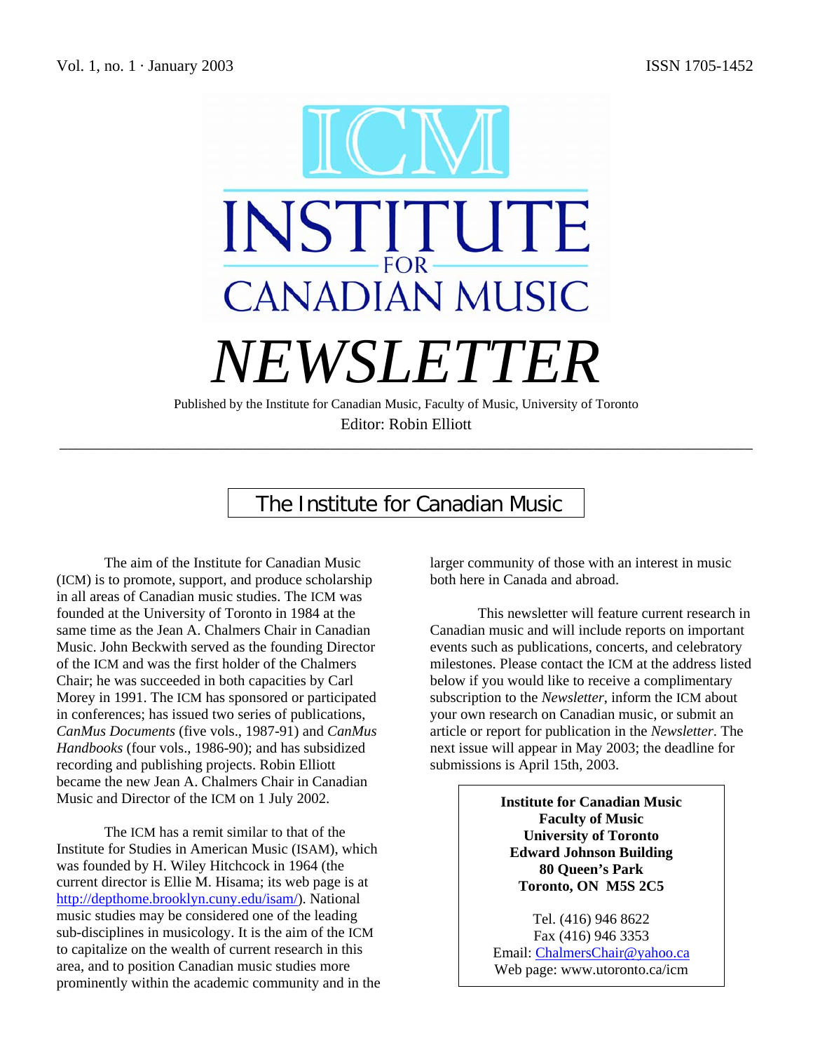Vol. 1, no. 1 · January 2003 ISSN 1705-1452

# ICM INSTITUTE FOR CANADIAN MUSIC

# NEWSLETTER

Published by the Institute for Canadian Music, Faculty of Music, University of Toronto

Editor: Robin Elliott

## The Institute for Canadian Music

The aim of the Institute for Canadian Music (ICM) is to promote, support, and produce scholarship in all areas of Canadian music studies. The ICM was founded at the University of Toronto in 1984 at the same time as the Jean A. Chalmers Chair in Canadian Music. John Beckwith served as the founding Director of the ICM and was the first holder of the Chalmers Chair; he was succeeded in both capacities by Carl Morey in 1991. The ICM has sponsored or participated in conferences; has issued two series of publications, *CanMus Documents* (five vols., 1987-91) and *CanMus Handbooks* (four vols., 1986-90); and has subsidized recording and publishing projects. Robin Elliott became the new Jean A. Chalmers Chair in Canadian Music and Director of the ICM on 1 July 2002.

The ICM has a remit similar to that of the Institute for Studies in American Music (ISAM), which was founded by H. Wiley Hitchcock in 1964 (the current director is Ellie M. Hisama; its web page is at http://depthome.brooklyn.cuny.edu/isam/). National music studies may be considered one of the leading sub-disciplines in musicology. It is the aim of the ICM to capitalize on the wealth of current research in this area, and to position Canadian music studies more prominently within the academic community and in the larger community of those with an interest in music both here in Canada and abroad.

This newsletter will feature current research in Canadian music and will include reports on important events such as publications, concerts, and celebratory milestones. Please contact the ICM at the address listed below if you would like to receive a complimentary subscription to the *Newsletter*, inform the ICM about your own research on Canadian music, or submit an article or report for publication in the *Newsletter*. The next issue will appear in May 2003; the deadline for submissions is April 15th, 2003.

**Institute for Canadian Music**
**Faculty of Music**
**University of Toronto**
**Edward Johnson Building**
**80 Queen's Park**
**Toronto, ON M5S 2C5**

Tel. (416) 946 8622
Fax (416) 946 3353
Email: ChalmersChair@yahoo.ca
Web page: www.utoronto.ca/icm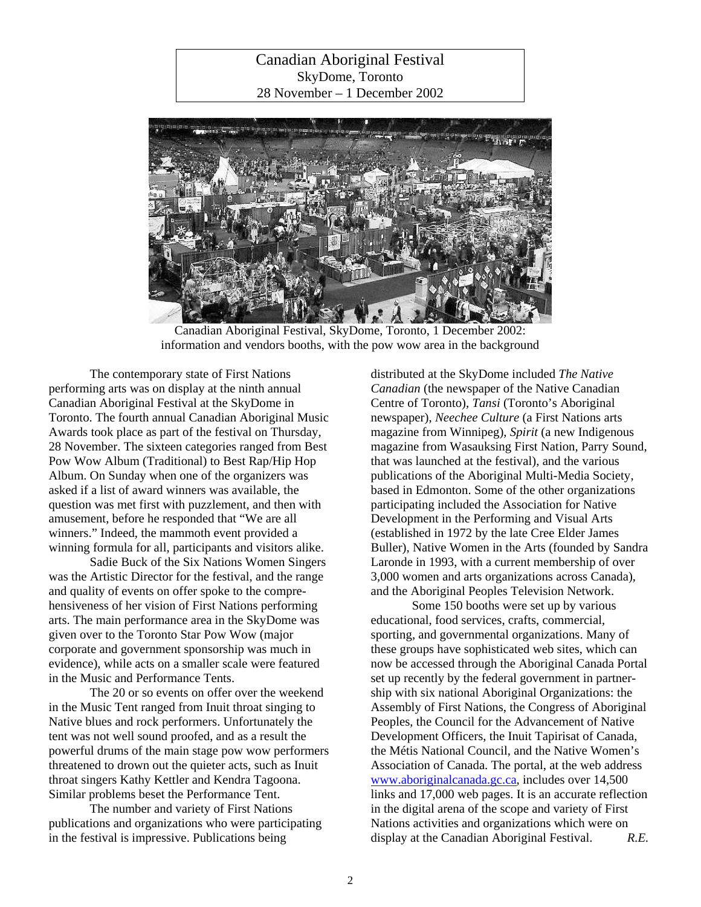# Canadian Aboriginal Festival

SkyDome, Toronto

28 November – 1 December 2002

Canadian Aboriginal Festival, SkyDome, Toronto, 1 December 2002: information and vendors booths, with the pow wow area in the background

The contemporary state of First Nations performing arts was on display at the ninth annual Canadian Aboriginal Festival at the SkyDome in Toronto. The fourth annual Canadian Aboriginal Music Awards took place as part of the festival on Thursday, 28 November. The sixteen categories ranged from Best Pow Wow Album (Traditional) to Best Rap/Hip Hop Album. On Sunday when one of the organizers was asked if a list of award winners was available, the question was met first with puzzlement, and then with amusement, before he responded that "We are all winners." Indeed, the mammoth event provided a winning formula for all, participants and visitors alike.

Sadie Buck of the Six Nations Women Singers was the Artistic Director for the festival, and the range and quality of events on offer spoke to the comprehensiveness of her vision of First Nations performing arts. The main performance area in the SkyDome was given over to the Toronto Star Pow Wow (major corporate and government sponsorship was much in evidence), while acts on a smaller scale were featured in the Music and Performance Tents.

The 20 or so events on offer over the weekend in the Music Tent ranged from Inuit throat singing to Native blues and rock performers. Unfortunately the tent was not well sound proofed, and as a result the powerful drums of the main stage pow wow performers threatened to drown out the quieter acts, such as Inuit throat singers Kathy Kettler and Kendra Tagoona. Similar problems beset the Performance Tent.

The number and variety of First Nations publications and organizations who were participating in the festival is impressive. Publications being distributed at the SkyDome included *The Native Canadian* (the newspaper of the Native Canadian Centre of Toronto), *Tansi* (Toronto's Aboriginal newspaper), *Neechee Culture* (a First Nations arts magazine from Winnipeg), *Spirit* (a new Indigenous magazine from Wasauksing First Nation, Parry Sound, that was launched at the festival), and the various publications of the Aboriginal Multi-Media Society, based in Edmonton. Some of the other organizations participating included the Association for Native Development in the Performing and Visual Arts (established in 1972 by the late Cree Elder James Buller), Native Women in the Arts (founded by Sandra Laronde in 1993, with a current membership of over 3,000 women and arts organizations across Canada), and the Aboriginal Peoples Television Network.

Some 150 booths were set up by various educational, food services, crafts, commercial, sporting, and governmental organizations. Many of these groups have sophisticated web sites, which can now be accessed through the Aboriginal Canada Portal set up recently by the federal government in partnership with six national Aboriginal Organizations: the Assembly of First Nations, the Congress of Aboriginal Peoples, the Council for the Advancement of Native Development Officers, the Inuit Tapirisat of Canada, the Métis National Council, and the Native Women's Association of Canada. The portal, at the web address www.aboriginalcanada.gc.ca, includes over 14,500 links and 17,000 web pages. It is an accurate reflection in the digital arena of the scope and variety of First Nations activities and organizations which were on display at the Canadian Aboriginal Festival. *R.E.*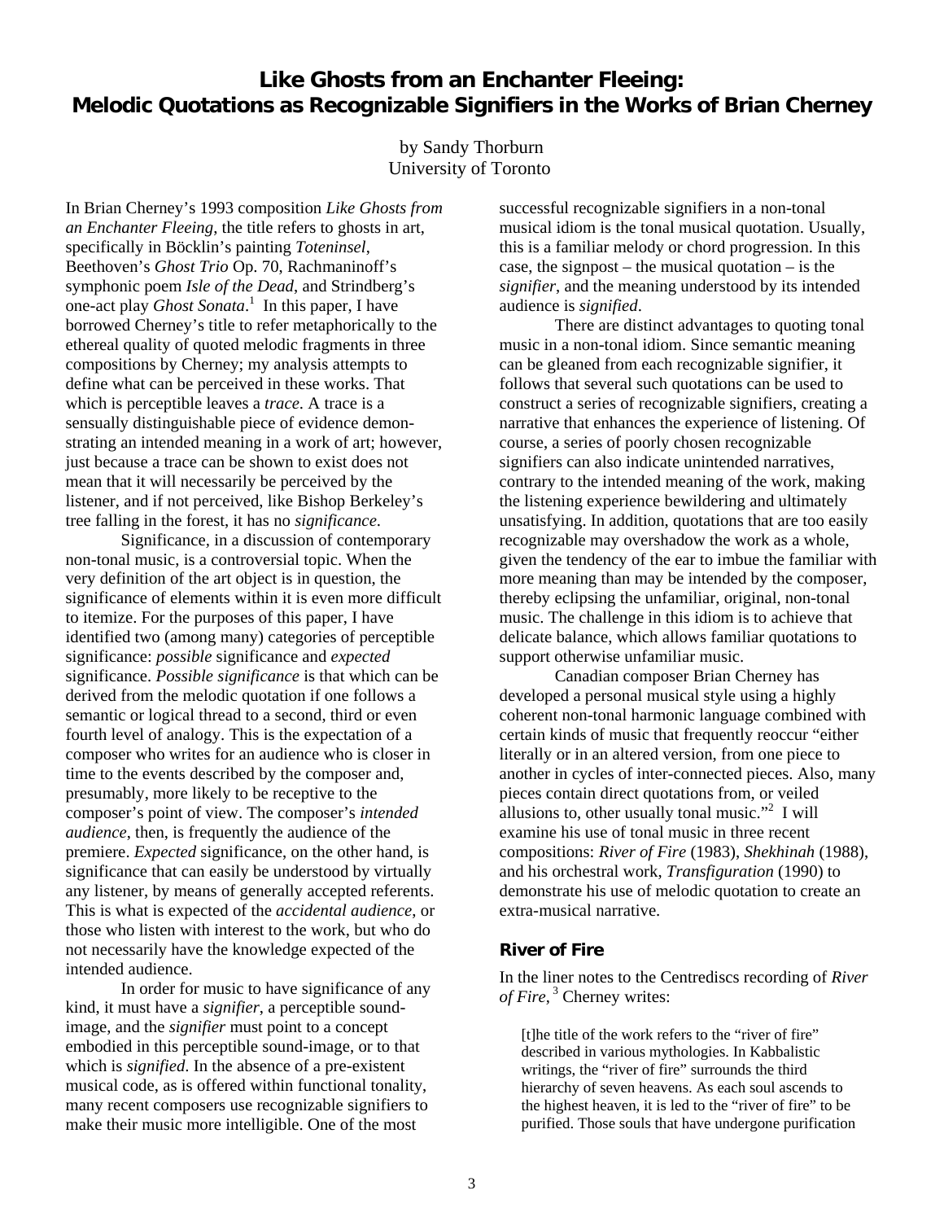# Like Ghosts from an Enchanter Fleeing: Melodic Quotations as Recognizable Signifiers in the Works of Brian Cherney

by Sandy Thorburn
University of Toronto

In Brian Cherney's 1993 composition *Like Ghosts from an Enchanter Fleeing*, the title refers to ghosts in art, specifically in Böcklin's painting *Toteninsel*, Beethoven's *Ghost Trio* Op. 70, Rachmaninoff's symphonic poem *Isle of the Dead*, and Strindberg's one-act play *Ghost Sonata*.[1] In this paper, I have borrowed Cherney's title to refer metaphorically to the ethereal quality of quoted melodic fragments in three compositions by Cherney; my analysis attempts to define what can be perceived in these works. That which is perceptible leaves a *trace*. A trace is a sensually distinguishable piece of evidence demonstrating an intended meaning in a work of art; however, just because a trace can be shown to exist does not mean that it will necessarily be perceived by the listener, and if not perceived, like Bishop Berkeley's tree falling in the forest, it has no *significance*.

Significance, in a discussion of contemporary non-tonal music, is a controversial topic. When the very definition of the art object is in question, the significance of elements within it is even more difficult to itemize. For the purposes of this paper, I have identified two (among many) categories of perceptible significance: *possible* significance and *expected* significance. *Possible significance* is that which can be derived from the melodic quotation if one follows a semantic or logical thread to a second, third or even fourth level of analogy. This is the expectation of a composer who writes for an audience who is closer in time to the events described by the composer and, presumably, more likely to be receptive to the composer's point of view. The composer's *intended audience*, then, is frequently the audience of the premiere. *Expected* significance, on the other hand, is significance that can easily be understood by virtually any listener, by means of generally accepted referents. This is what is expected of the *accidental audience*, or those who listen with interest to the work, but who do not necessarily have the knowledge expected of the intended audience.

In order for music to have significance of any kind, it must have a *signifier*, a perceptible sound-image, and the *signifier* must point to a concept embodied in this perceptible sound-image, or to that which is *signified*. In the absence of a pre-existent musical code, as is offered within functional tonality, many recent composers use recognizable signifiers to make their music more intelligible. One of the most successful recognizable signifiers in a non-tonal musical idiom is the tonal musical quotation. Usually, this is a familiar melody or chord progression. In this case, the signpost – the musical quotation – is the *signifier*, and the meaning understood by its intended audience is *signified*.

There are distinct advantages to quoting tonal music in a non-tonal idiom. Since semantic meaning can be gleaned from each recognizable signifier, it follows that several such quotations can be used to construct a series of recognizable signifiers, creating a narrative that enhances the experience of listening. Of course, a series of poorly chosen recognizable signifiers can also indicate unintended narratives, contrary to the intended meaning of the work, making the listening experience bewildering and ultimately unsatisfying. In addition, quotations that are too easily recognizable may overshadow the work as a whole, given the tendency of the ear to imbue the familiar with more meaning than may be intended by the composer, thereby eclipsing the unfamiliar, original, non-tonal music. The challenge in this idiom is to achieve that delicate balance, which allows familiar quotations to support otherwise unfamiliar music.

Canadian composer Brian Cherney has developed a personal musical style using a highly coherent non-tonal harmonic language combined with certain kinds of music that frequently reoccur "either literally or in an altered version, from one piece to another in cycles of inter-connected pieces. Also, many pieces contain direct quotations from, or veiled allusions to, other usually tonal music."[2] I will examine his use of tonal music in three recent compositions: *River of Fire* (1983), *Shekhinah* (1988), and his orchestral work, *Transfiguration* (1990) to demonstrate his use of melodic quotation to create an extra-musical narrative.

## River of Fire

In the liner notes to the Centrediscs recording of *River of Fire*,[3] Cherney writes:

> [t]he title of the work refers to the "river of fire" described in various mythologies. In Kabbalistic writings, the "river of fire" surrounds the third hierarchy of seven heavens. As each soul ascends to the highest heaven, it is led to the "river of fire" to be purified. Those souls that have undergone purification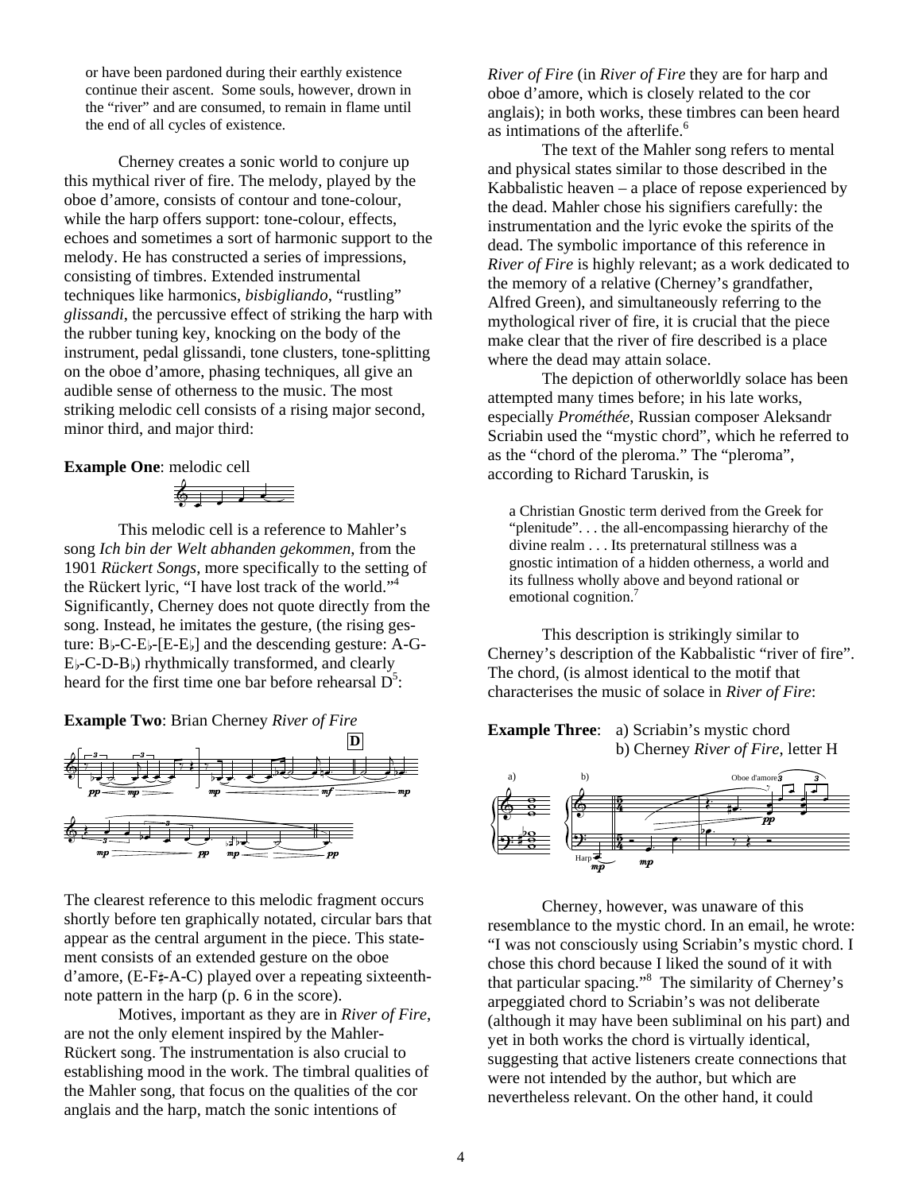> or have been pardoned during their earthly existence continue their ascent. Some souls, however, drown in the "river" and are consumed, to remain in flame until the end of all cycles of existence.

Cherney creates a sonic world to conjure up this mythical river of fire. The melody, played by the oboe d'amore, consists of contour and tone-colour, while the harp offers support: tone-colour, effects, echoes and sometimes a sort of harmonic support to the melody. He has constructed a series of impressions, consisting of timbres. Extended instrumental techniques like harmonics, *bisbigliando*, "rustling" *glissandi*, the percussive effect of striking the harp with the rubber tuning key, knocking on the body of the instrument, pedal glissandi, tone clusters, tone-splitting on the oboe d'amore, phasing techniques, all give an audible sense of otherness to the music. The most striking melodic cell consists of a rising major second, minor third, and major third:

**Example One**: melodic cell

This melodic cell is a reference to Mahler's song *Ich bin der Welt abhanden gekommen*, from the 1901 *Rückert Songs*, more specifically to the setting of the Rückert lyric, "I have lost track of the world."[4] Significantly, Cherney does not quote directly from the song. Instead, he imitates the gesture, (the rising gesture: B♭-C-E♭-[E-E♭] and the descending gesture: A-G-E♭-C-D-B♭) rhythmically transformed, and clearly heard for the first time one bar before rehearsal D[5]:

**Example Two**: Brian Cherney *River of Fire*

The clearest reference to this melodic fragment occurs shortly before ten graphically notated, circular bars that appear as the central argument in the piece. This statement consists of an extended gesture on the oboe d'amore, (E-F♯-A-C) played over a repeating sixteenth-note pattern in the harp (p. 6 in the score).

Motives, important as they are in *River of Fire*, are not the only element inspired by the Mahler-Rückert song. The instrumentation is also crucial to establishing mood in the work. The timbral qualities of the Mahler song, that focus on the qualities of the cor anglais and the harp, match the sonic intentions of *River of Fire* (in *River of Fire* they are for harp and oboe d'amore, which is closely related to the cor anglais); in both works, these timbres can been heard as intimations of the afterlife.[6]

The text of the Mahler song refers to mental and physical states similar to those described in the Kabbalistic heaven – a place of repose experienced by the dead. Mahler chose his signifiers carefully: the instrumentation and the lyric evoke the spirits of the dead. The symbolic importance of this reference in *River of Fire* is highly relevant; as a work dedicated to the memory of a relative (Cherney's grandfather, Alfred Green), and simultaneously referring to the mythological river of fire, it is crucial that the piece make clear that the river of fire described is a place where the dead may attain solace.

The depiction of otherworldly solace has been attempted many times before; in his late works, especially *Prométhée*, Russian composer Aleksandr Scriabin used the "mystic chord", which he referred to as the "chord of the pleroma." The "pleroma", according to Richard Taruskin, is

> a Christian Gnostic term derived from the Greek for "plenitude". . . the all-encompassing hierarchy of the divine realm . . . Its preternatural stillness was a gnostic intimation of a hidden otherness, a world and its fullness wholly above and beyond rational or emotional cognition.[7]

This description is strikingly similar to Cherney's description of the Kabbalistic "river of fire". The chord, (is almost identical to the motif that characterises the music of solace in *River of Fire*:

**Example Three**: a) Scriabin's mystic chord
b) Cherney *River of Fire*, letter H

Cherney, however, was unaware of this resemblance to the mystic chord. In an email, he wrote: "I was not consciously using Scriabin's mystic chord. I chose this chord because I liked the sound of it with that particular spacing."[8] The similarity of Cherney's arpeggiated chord to Scriabin's was not deliberate (although it may have been subliminal on his part) and yet in both works the chord is virtually identical, suggesting that active listeners create connections that were not intended by the author, but which are nevertheless relevant. On the other hand, it could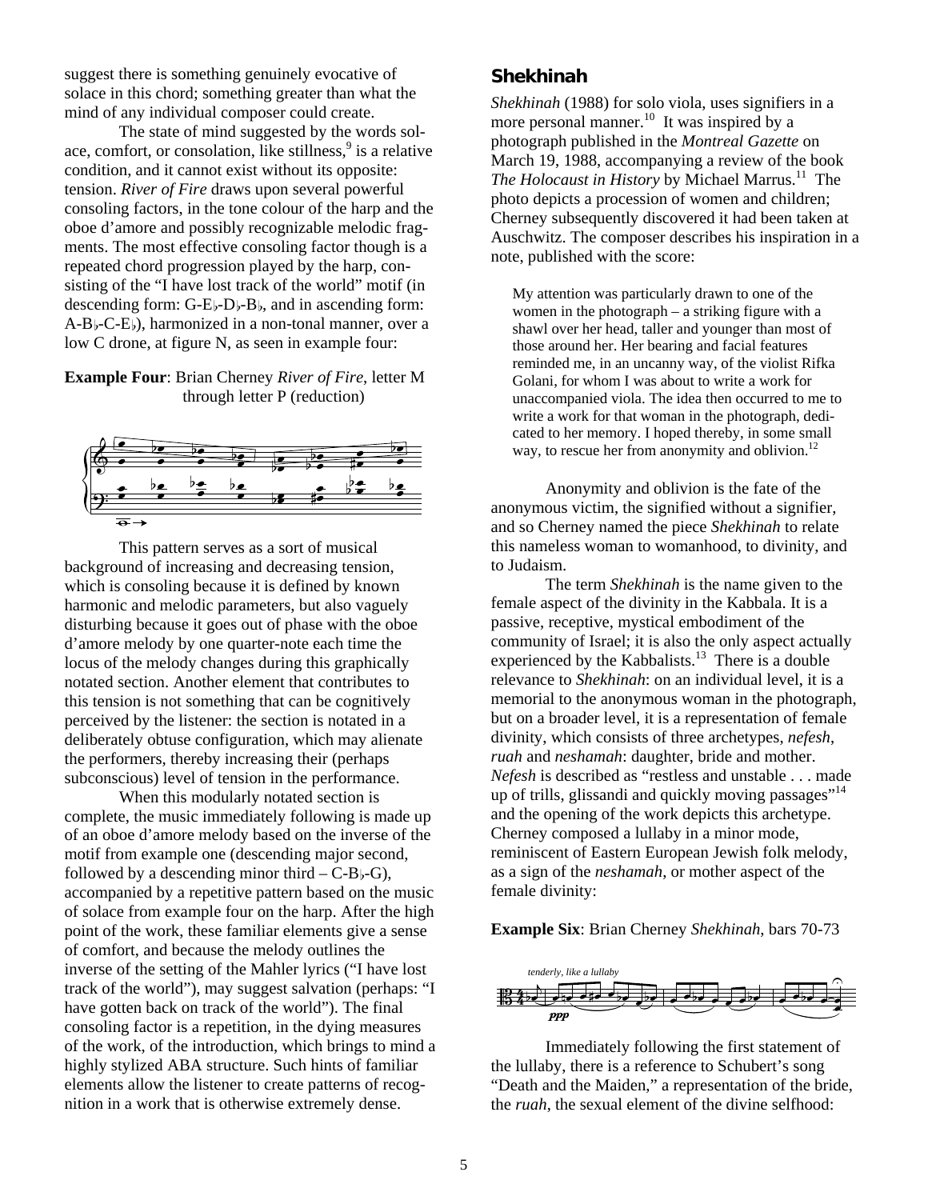suggest there is something genuinely evocative of solace in this chord; something greater than what the mind of any individual composer could create.

The state of mind suggested by the words solace, comfort, or consolation, like stillness,[9] is a relative condition, and it cannot exist without its opposite: tension. *River of Fire* draws upon several powerful consoling factors, in the tone colour of the harp and the oboe d'amore and possibly recognizable melodic fragments. The most effective consoling factor though is a repeated chord progression played by the harp, consisting of the "I have lost track of the world" motif (in descending form: G-E♭-D♭-B♭, and in ascending form: A-B♭-C-E♭), harmonized in a non-tonal manner, over a low C drone, at figure N, as seen in example four:

**Example Four**: Brian Cherney *River of Fire*, letter M through letter P (reduction)

This pattern serves as a sort of musical background of increasing and decreasing tension, which is consoling because it is defined by known harmonic and melodic parameters, but also vaguely disturbing because it goes out of phase with the oboe d'amore melody by one quarter-note each time the locus of the melody changes during this graphically notated section. Another element that contributes to this tension is not something that can be cognitively perceived by the listener: the section is notated in a deliberately obtuse configuration, which may alienate the performers, thereby increasing their (perhaps subconscious) level of tension in the performance.

When this modularly notated section is complete, the music immediately following is made up of an oboe d'amore melody based on the inverse of the motif from example one (descending major second, followed by a descending minor third – C-B♭-G), accompanied by a repetitive pattern based on the music of solace from example four on the harp. After the high point of the work, these familiar elements give a sense of comfort, and because the melody outlines the inverse of the setting of the Mahler lyrics ("I have lost track of the world"), may suggest salvation (perhaps: "I have gotten back on track of the world"). The final consoling factor is a repetition, in the dying measures of the work, of the introduction, which brings to mind a highly stylized ABA structure. Such hints of familiar elements allow the listener to create patterns of recognition in a work that is otherwise extremely dense.

## Shekhinah

*Shekhinah* (1988) for solo viola, uses signifiers in a more personal manner.[10] It was inspired by a photograph published in the *Montreal Gazette* on March 19, 1988, accompanying a review of the book *The Holocaust in History* by Michael Marrus.[11] The photo depicts a procession of women and children; Cherney subsequently discovered it had been taken at Auschwitz. The composer describes his inspiration in a note, published with the score:

> My attention was particularly drawn to one of the women in the photograph – a striking figure with a shawl over her head, taller and younger than most of those around her. Her bearing and facial features reminded me, in an uncanny way, of the violist Rifka Golani, for whom I was about to write a work for unaccompanied viola. The idea then occurred to me to write a work for that woman in the photograph, dedicated to her memory. I hoped thereby, in some small way, to rescue her from anonymity and oblivion.[12]

Anonymity and oblivion is the fate of the anonymous victim, the signified without a signifier, and so Cherney named the piece *Shekhinah* to relate this nameless woman to womanhood, to divinity, and to Judaism.

The term *Shekhinah* is the name given to the female aspect of the divinity in the Kabbala. It is a passive, receptive, mystical embodiment of the community of Israel; it is also the only aspect actually experienced by the Kabbalists.[13] There is a double relevance to *Shekhinah*: on an individual level, it is a memorial to the anonymous woman in the photograph, but on a broader level, it is a representation of female divinity, which consists of three archetypes, *nefesh*, *ruah* and *neshamah*: daughter, bride and mother. *Nefesh* is described as "restless and unstable . . . made up of trills, glissandi and quickly moving passages"[14] and the opening of the work depicts this archetype. Cherney composed a lullaby in a minor mode, reminiscent of Eastern European Jewish folk melody, as a sign of the *neshamah*, or mother aspect of the female divinity:

**Example Six**: Brian Cherney *Shekhinah*, bars 70-73

Immediately following the first statement of the lullaby, there is a reference to Schubert's song "Death and the Maiden," a representation of the bride, the *ruah*, the sexual element of the divine selfhood: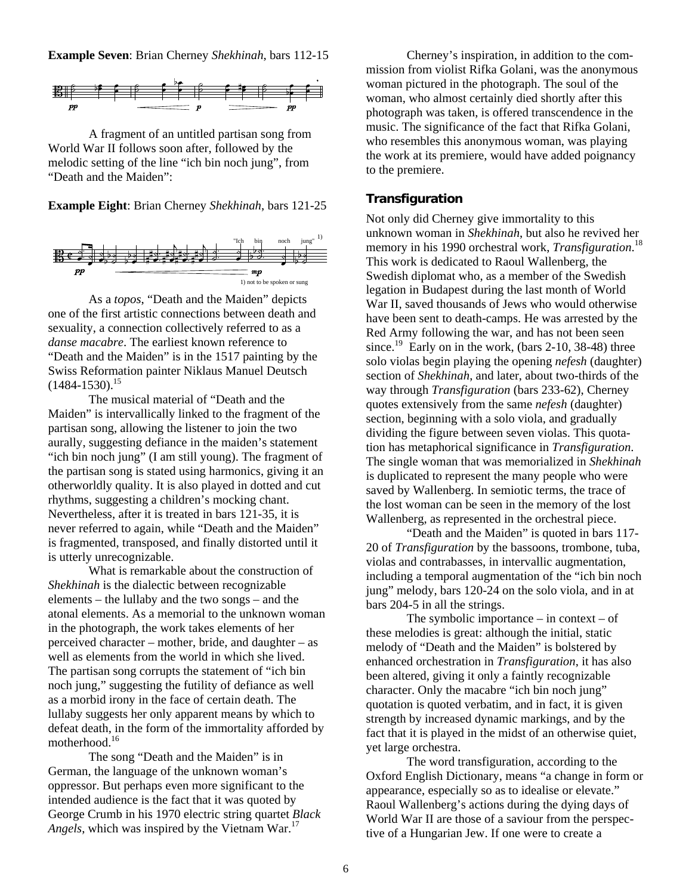**Example Seven**: Brian Cherney *Shekhinah*, bars 112-15

A fragment of an untitled partisan song from World War II follows soon after, followed by the melodic setting of the line "ich bin noch jung", from "Death and the Maiden":

**Example Eight**: Brian Cherney *Shekhinah*, bars 121-25

1) not to be spoken or sung

As a *topos*, "Death and the Maiden" depicts one of the first artistic connections between death and sexuality, a connection collectively referred to as a *danse macabre*. The earliest known reference to "Death and the Maiden" is in the 1517 painting by the Swiss Reformation painter Niklaus Manuel Deutsch (1484-1530).[15]

The musical material of "Death and the Maiden" is intervallically linked to the fragment of the partisan song, allowing the listener to join the two aurally, suggesting defiance in the maiden's statement "ich bin noch jung" (I am still young). The fragment of the partisan song is stated using harmonics, giving it an otherworldly quality. It is also played in dotted and cut rhythms, suggesting a children's mocking chant. Nevertheless, after it is treated in bars 121-35, it is never referred to again, while "Death and the Maiden" is fragmented, transposed, and finally distorted until it is utterly unrecognizable.

What is remarkable about the construction of *Shekhinah* is the dialectic between recognizable elements – the lullaby and the two songs – and the atonal elements. As a memorial to the unknown woman in the photograph, the work takes elements of her perceived character – mother, bride, and daughter – as well as elements from the world in which she lived. The partisan song corrupts the statement of "ich bin noch jung," suggesting the futility of defiance as well as a morbid irony in the face of certain death. The lullaby suggests her only apparent means by which to defeat death, in the form of the immortality afforded by motherhood.[16]

The song "Death and the Maiden" is in German, the language of the unknown woman's oppressor. But perhaps even more significant to the intended audience is the fact that it was quoted by George Crumb in his 1970 electric string quartet *Black Angels*, which was inspired by the Vietnam War.[17]

Cherney's inspiration, in addition to the commission from violist Rifka Golani, was the anonymous woman pictured in the photograph. The soul of the woman, who almost certainly died shortly after this photograph was taken, is offered transcendence in the music. The significance of the fact that Rifka Golani, who resembles this anonymous woman, was playing the work at its premiere, would have added poignancy to the premiere.

## Transfiguration

Not only did Cherney give immortality to this unknown woman in *Shekhinah*, but also he revived her memory in his 1990 orchestral work, *Transfiguration*.[18] This work is dedicated to Raoul Wallenberg, the Swedish diplomat who, as a member of the Swedish legation in Budapest during the last month of World War II, saved thousands of Jews who would otherwise have been sent to death-camps. He was arrested by the Red Army following the war, and has not been seen since.[19] Early on in the work, (bars 2-10, 38-48) three solo violas begin playing the opening *nefesh* (daughter) section of *Shekhinah*, and later, about two-thirds of the way through *Transfiguration* (bars 233-62), Cherney quotes extensively from the same *nefesh* (daughter) section, beginning with a solo viola, and gradually dividing the figure between seven violas. This quotation has metaphorical significance in *Transfiguration*. The single woman that was memorialized in *Shekhinah* is duplicated to represent the many people who were saved by Wallenberg. In semiotic terms, the trace of the lost woman can be seen in the memory of the lost Wallenberg, as represented in the orchestral piece.

"Death and the Maiden" is quoted in bars 117-20 of *Transfiguration* by the bassoons, trombone, tuba, violas and contrabasses, in intervallic augmentation, including a temporal augmentation of the "ich bin noch jung" melody, bars 120-24 on the solo viola, and in at bars 204-5 in all the strings.

The symbolic importance – in context – of these melodies is great: although the initial, static melody of "Death and the Maiden" is bolstered by enhanced orchestration in *Transfiguration*, it has also been altered, giving it only a faintly recognizable character. Only the macabre "ich bin noch jung" quotation is quoted verbatim, and in fact, it is given strength by increased dynamic markings, and by the fact that it is played in the midst of an otherwise quiet, yet large orchestra.

The word transfiguration, according to the Oxford English Dictionary, means "a change in form or appearance, especially so as to idealise or elevate." Raoul Wallenberg's actions during the dying days of World War II are those of a saviour from the perspective of a Hungarian Jew. If one were to create a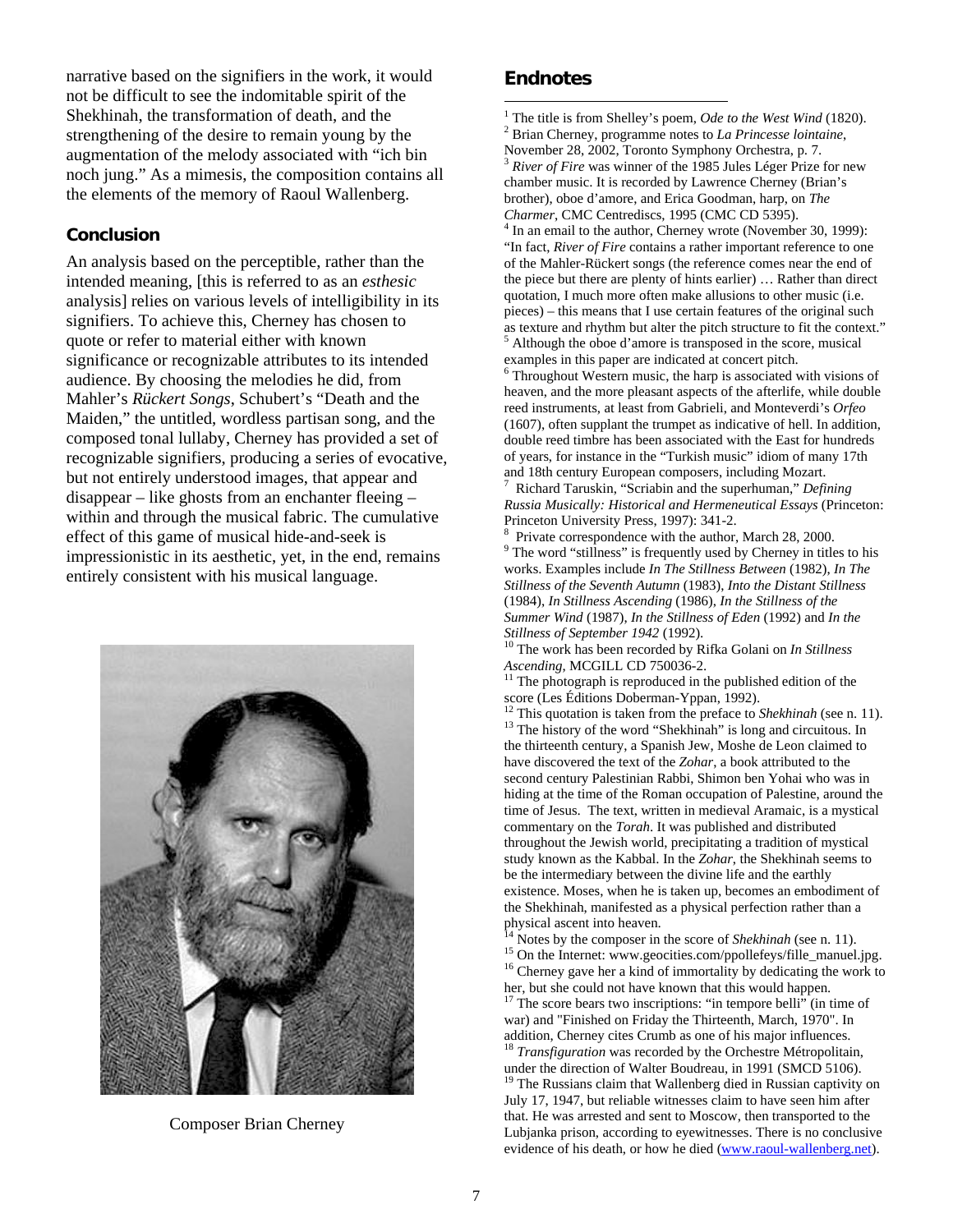narrative based on the signifiers in the work, it would not be difficult to see the indomitable spirit of the Shekhinah, the transformation of death, and the strengthening of the desire to remain young by the augmentation of the melody associated with "ich bin noch jung." As a mimesis, the composition contains all the elements of the memory of Raoul Wallenberg.

## Conclusion

An analysis based on the perceptible, rather than the intended meaning, [this is referred to as an *esthesic* analysis] relies on various levels of intelligibility in its signifiers. To achieve this, Cherney has chosen to quote or refer to material either with known significance or recognizable attributes to its intended audience. By choosing the melodies he did, from Mahler's *Rückert Songs*, Schubert's "Death and the Maiden," the untitled, wordless partisan song, and the composed tonal lullaby, Cherney has provided a set of recognizable signifiers, producing a series of evocative, but not entirely understood images, that appear and disappear – like ghosts from an enchanter fleeing – within and through the musical fabric. The cumulative effect of this game of musical hide-and-seek is impressionistic in its aesthetic, yet, in the end, remains entirely consistent with his musical language.

Composer Brian Cherney

## Endnotes

[1] The title is from Shelley's poem, *Ode to the West Wind* (1820).

[2] Brian Cherney, programme notes to *La Princesse lointaine*, November 28, 2002, Toronto Symphony Orchestra, p. 7.

[3] *River of Fire* was winner of the 1985 Jules Léger Prize for new chamber music. It is recorded by Lawrence Cherney (Brian's brother), oboe d'amore, and Erica Goodman, harp, on *The Charmer*, CMC Centrediscs, 1995 (CMC CD 5395).

[4] In an email to the author, Cherney wrote (November 30, 1999): "In fact, *River of Fire* contains a rather important reference to one of the Mahler-Rückert songs (the reference comes near the end of the piece but there are plenty of hints earlier) … Rather than direct quotation, I much more often make allusions to other music (i.e. pieces) – this means that I use certain features of the original such as texture and rhythm but alter the pitch structure to fit the context."

[5] Although the oboe d'amore is transposed in the score, musical examples in this paper are indicated at concert pitch.

[6] Throughout Western music, the harp is associated with visions of heaven, and the more pleasant aspects of the afterlife, while double reed instruments, at least from Gabrieli, and Monteverdi's *Orfeo* (1607), often supplant the trumpet as indicative of hell. In addition, double reed timbre has been associated with the East for hundreds of years, for instance in the "Turkish music" idiom of many 17th and 18th century European composers, including Mozart.

[7] Richard Taruskin, "Scriabin and the superhuman," *Defining Russia Musically: Historical and Hermeneutical Essays* (Princeton: Princeton University Press, 1997): 341-2.

[8] Private correspondence with the author, March 28, 2000.

[9] The word "stillness" is frequently used by Cherney in titles to his works. Examples include *In The Stillness Between* (1982), *In The Stillness of the Seventh Autumn* (1983), *Into the Distant Stillness* (1984), *In Stillness Ascending* (1986), *In the Stillness of the Summer Wind* (1987), *In the Stillness of Eden* (1992) and *In the Stillness of September 1942* (1992).

[10] The work has been recorded by Rifka Golani on *In Stillness Ascending*, MCGILL CD 750036-2.

[11] The photograph is reproduced in the published edition of the score (Les Éditions Doberman-Yppan, 1992).

[12] This quotation is taken from the preface to *Shekhinah* (see n. 11).

[13] The history of the word "Shekhinah" is long and circuitous. In the thirteenth century, a Spanish Jew, Moshe de Leon claimed to have discovered the text of the *Zohar*, a book attributed to the second century Palestinian Rabbi, Shimon ben Yohai who was in hiding at the time of the Roman occupation of Palestine, around the time of Jesus. The text, written in medieval Aramaic, is a mystical commentary on the *Torah*. It was published and distributed throughout the Jewish world, precipitating a tradition of mystical study known as the Kabbal. In the *Zohar*, the Shekhinah seems to be the intermediary between the divine life and the earthly existence. Moses, when he is taken up, becomes an embodiment of the Shekhinah, manifested as a physical perfection rather than a physical ascent into heaven.

[14] Notes by the composer in the score of *Shekhinah* (see n. 11).

[15] On the Internet: www.geocities.com/ppollefeys/fille_manuel.jpg.

[16] Cherney gave her a kind of immortality by dedicating the work to her, but she could not have known that this would happen.

[17] The score bears two inscriptions: "in tempore belli" (in time of war) and "Finished on Friday the Thirteenth, March, 1970". In addition, Cherney cites Crumb as one of his major influences.

[18] *Transfiguration* was recorded by the Orchestre Métropolitain, under the direction of Walter Boudreau, in 1991 (SMCD 5106).

[19] The Russians claim that Wallenberg died in Russian captivity on July 17, 1947, but reliable witnesses claim to have seen him after that. He was arrested and sent to Moscow, then transported to the Lubjanka prison, according to eyewitnesses. There is no conclusive evidence of his death, or how he died (www.raoul-wallenberg.net).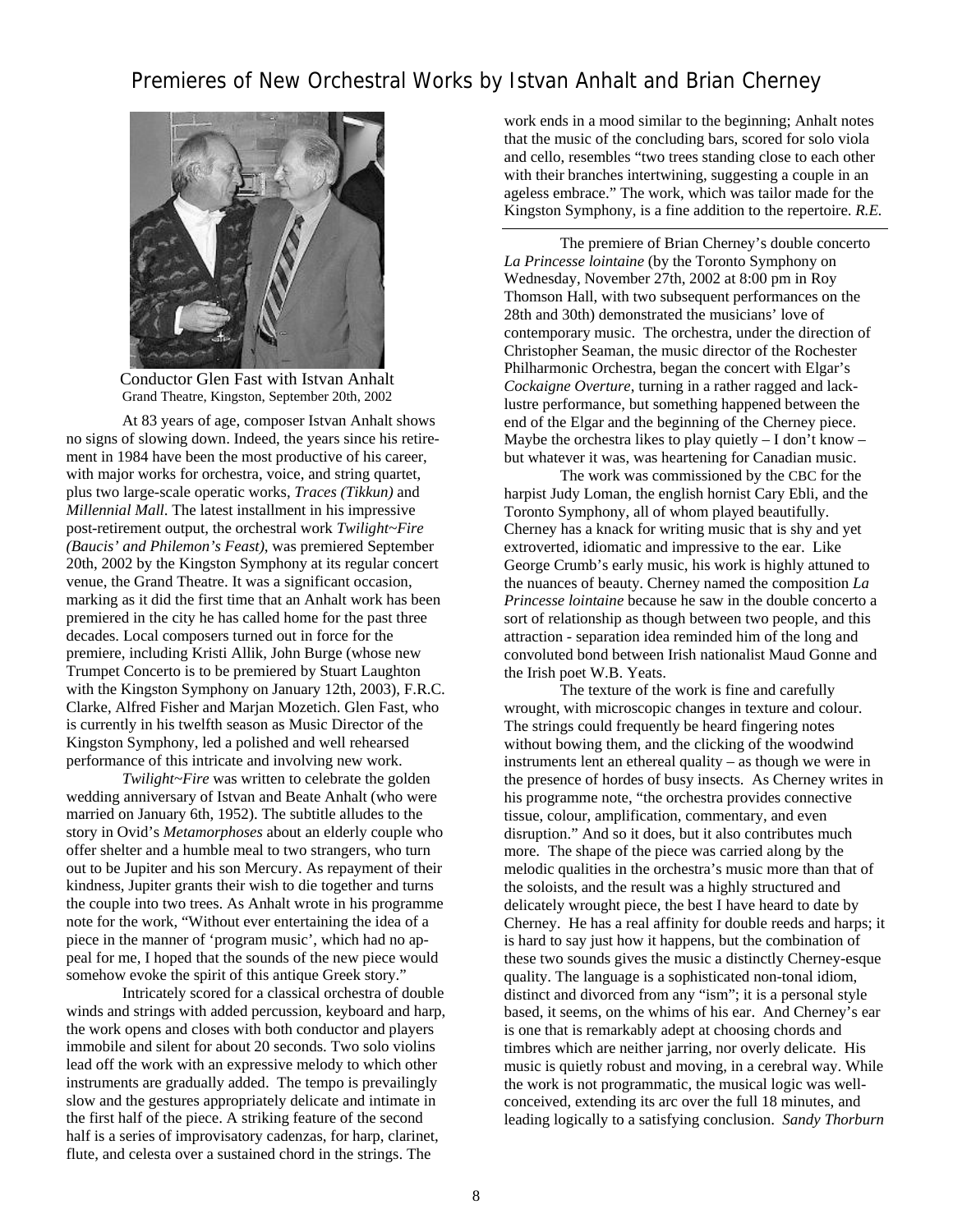# Premieres of New Orchestral Works by Istvan Anhalt and Brian Cherney

Conductor Glen Fast with Istvan Anhalt
Grand Theatre, Kingston, September 20th, 2002

At 83 years of age, composer Istvan Anhalt shows no signs of slowing down. Indeed, the years since his retirement in 1984 have been the most productive of his career, with major works for orchestra, voice, and string quartet, plus two large-scale operatic works, *Traces (Tikkun)* and *Millennial Mall*. The latest installment in his impressive post-retirement output, the orchestral work *Twilight~Fire (Baucis' and Philemon's Feast)*, was premiered September 20th, 2002 by the Kingston Symphony at its regular concert venue, the Grand Theatre. It was a significant occasion, marking as it did the first time that an Anhalt work has been premiered in the city he has called home for the past three decades. Local composers turned out in force for the premiere, including Kristi Allik, John Burge (whose new Trumpet Concerto is to be premiered by Stuart Laughton with the Kingston Symphony on January 12th, 2003), F.R.C. Clarke, Alfred Fisher and Marjan Mozetich. Glen Fast, who is currently in his twelfth season as Music Director of the Kingston Symphony, led a polished and well rehearsed performance of this intricate and involving new work.

*Twilight~Fire* was written to celebrate the golden wedding anniversary of Istvan and Beate Anhalt (who were married on January 6th, 1952). The subtitle alludes to the story in Ovid's *Metamorphoses* about an elderly couple who offer shelter and a humble meal to two strangers, who turn out to be Jupiter and his son Mercury. As repayment of their kindness, Jupiter grants their wish to die together and turns the couple into two trees. As Anhalt wrote in his programme note for the work, "Without ever entertaining the idea of a piece in the manner of 'program music', which had no appeal for me, I hoped that the sounds of the new piece would somehow evoke the spirit of this antique Greek story."

Intricately scored for a classical orchestra of double winds and strings with added percussion, keyboard and harp, the work opens and closes with both conductor and players immobile and silent for about 20 seconds. Two solo violins lead off the work with an expressive melody to which other instruments are gradually added. The tempo is prevailingly slow and the gestures appropriately delicate and intimate in the first half of the piece. A striking feature of the second half is a series of improvisatory cadenzas, for harp, clarinet, flute, and celesta over a sustained chord in the strings. The work ends in a mood similar to the beginning; Anhalt notes that the music of the concluding bars, scored for solo viola and cello, resembles "two trees standing close to each other with their branches intertwining, suggesting a couple in an ageless embrace." The work, which was tailor made for the Kingston Symphony, is a fine addition to the repertoire. *R.E.*

---

The premiere of Brian Cherney's double concerto *La Princesse lointaine* (by the Toronto Symphony on Wednesday, November 27th, 2002 at 8:00 pm in Roy Thomson Hall, with two subsequent performances on the 28th and 30th) demonstrated the musicians' love of contemporary music. The orchestra, under the direction of Christopher Seaman, the music director of the Rochester Philharmonic Orchestra, began the concert with Elgar's *Cockaigne Overture*, turning in a rather ragged and lack-lustre performance, but something happened between the end of the Elgar and the beginning of the Cherney piece. Maybe the orchestra likes to play quietly – I don't know – but whatever it was, was heartening for Canadian music.

The work was commissioned by the CBC for the harpist Judy Loman, the english hornist Cary Ebli, and the Toronto Symphony, all of whom played beautifully. Cherney has a knack for writing music that is shy and yet extroverted, idiomatic and impressive to the ear. Like George Crumb's early music, his work is highly attuned to the nuances of beauty. Cherney named the composition *La Princesse lointaine* because he saw in the double concerto a sort of relationship as though between two people, and this attraction - separation idea reminded him of the long and convoluted bond between Irish nationalist Maud Gonne and the Irish poet W.B. Yeats.

The texture of the work is fine and carefully wrought, with microscopic changes in texture and colour. The strings could frequently be heard fingering notes without bowing them, and the clicking of the woodwind instruments lent an ethereal quality – as though we were in the presence of hordes of busy insects. As Cherney writes in his programme note, "the orchestra provides connective tissue, colour, amplification, commentary, and even disruption." And so it does, but it also contributes much more. The shape of the piece was carried along by the melodic qualities in the orchestra's music more than that of the soloists, and the result was a highly structured and delicately wrought piece, the best I have heard to date by Cherney. He has a real affinity for double reeds and harps; it is hard to say just how it happens, but the combination of these two sounds gives the music a distinctly Cherney-esque quality. The language is a sophisticated non-tonal idiom, distinct and divorced from any "ism"; it is a personal style based, it seems, on the whims of his ear. And Cherney's ear is one that is remarkably adept at choosing chords and timbres which are neither jarring, nor overly delicate. His music is quietly robust and moving, in a cerebral way. While the work is not programmatic, the musical logic was well-conceived, extending its arc over the full 18 minutes, and leading logically to a satisfying conclusion. *Sandy Thorburn*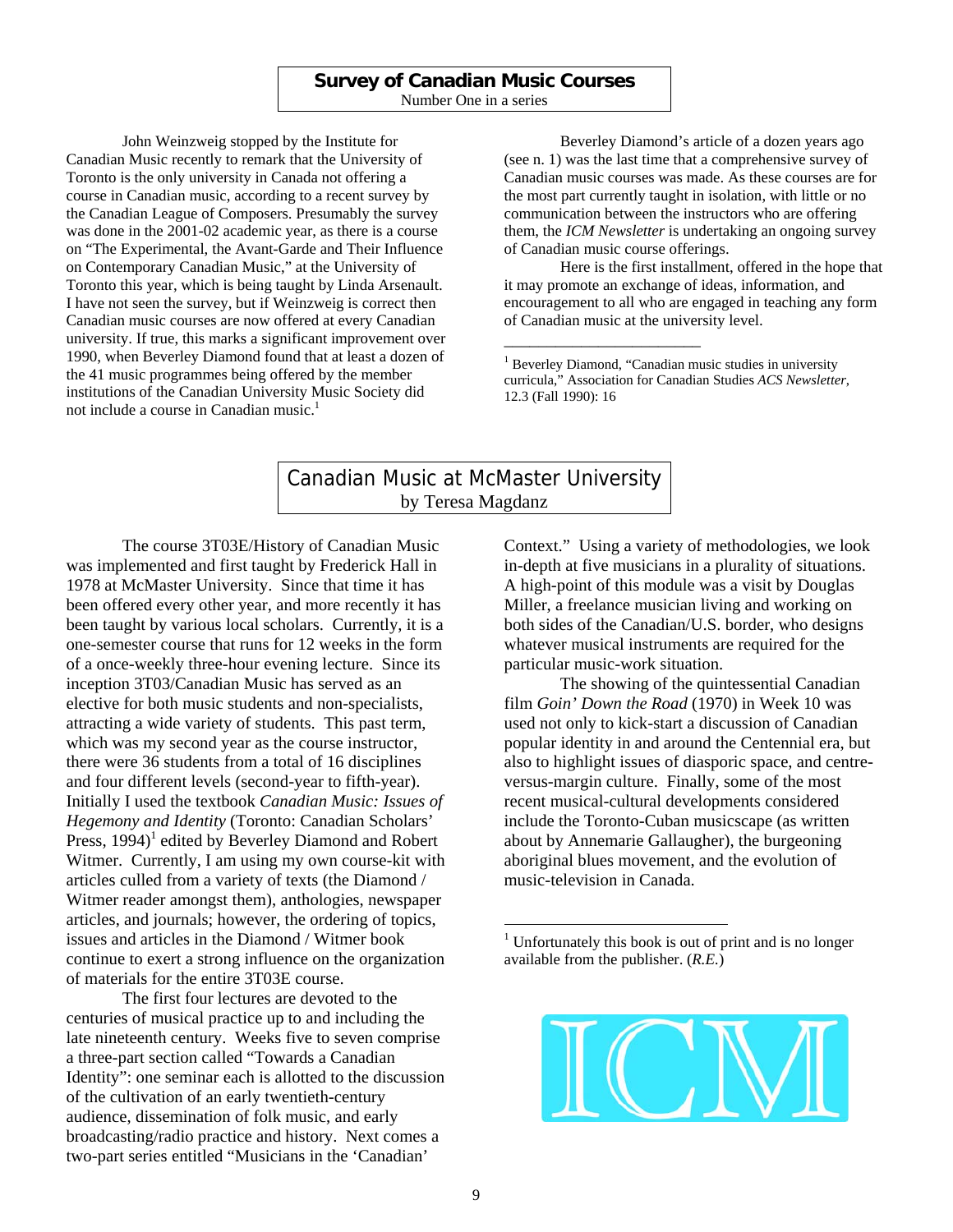## Survey of Canadian Music Courses

Number One in a series

John Weinzweig stopped by the Institute for Canadian Music recently to remark that the University of Toronto is the only university in Canada not offering a course in Canadian music, according to a recent survey by the Canadian League of Composers. Presumably the survey was done in the 2001-02 academic year, as there is a course on “The Experimental, the Avant-Garde and Their Influence on Contemporary Canadian Music,” at the University of Toronto this year, which is being taught by Linda Arsenault. I have not seen the survey, but if Weinzweig is correct then Canadian music courses are now offered at every Canadian university. If true, this marks a significant improvement over 1990, when Beverley Diamond found that at least a dozen of the 41 music programmes being offered by the member institutions of the Canadian University Music Society did not include a course in Canadian music.[1]

Beverley Diamond’s article of a dozen years ago (see n. 1) was the last time that a comprehensive survey of Canadian music courses was made. As these courses are for the most part currently taught in isolation, with little or no communication between the instructors who are offering them, the *ICM Newsletter* is undertaking an ongoing survey of Canadian music course offerings.

Here is the first installment, offered in the hope that it may promote an exchange of ideas, information, and encouragement to all who are engaged in teaching any form of Canadian music at the university level.

[1] Beverley Diamond, “Canadian music studies in university curricula,” Association for Canadian Studies *ACS Newsletter*, 12.3 (Fall 1990): 16

## Canadian Music at McMaster University

by Teresa Magdanz

The course 3T03E/History of Canadian Music was implemented and first taught by Frederick Hall in 1978 at McMaster University. Since that time it has been offered every other year, and more recently it has been taught by various local scholars. Currently, it is a one-semester course that runs for 12 weeks in the form of a once-weekly three-hour evening lecture. Since its inception 3T03/Canadian Music has served as an elective for both music students and non-specialists, attracting a wide variety of students. This past term, which was my second year as the course instructor, there were 36 students from a total of 16 disciplines and four different levels (second-year to fifth-year). Initially I used the textbook *Canadian Music: Issues of Hegemony and Identity* (Toronto: Canadian Scholars’ Press, 1994)[1] edited by Beverley Diamond and Robert Witmer. Currently, I am using my own course-kit with articles culled from a variety of texts (the Diamond / Witmer reader amongst them), anthologies, newspaper articles, and journals; however, the ordering of topics, issues and articles in the Diamond / Witmer book continue to exert a strong influence on the organization of materials for the entire 3T03E course.

The first four lectures are devoted to the centuries of musical practice up to and including the late nineteenth century. Weeks five to seven comprise a three-part section called “Towards a Canadian Identity”: one seminar each is allotted to the discussion of the cultivation of an early twentieth-century audience, dissemination of folk music, and early broadcasting/radio practice and history. Next comes a two-part series entitled “Musicians in the ‘Canadian’ Context.” Using a variety of methodologies, we look in-depth at five musicians in a plurality of situations. A high-point of this module was a visit by Douglas Miller, a freelance musician living and working on both sides of the Canadian/U.S. border, who designs whatever musical instruments are required for the particular music-work situation.

The showing of the quintessential Canadian film *Goin’ Down the Road* (1970) in Week 10 was used not only to kick-start a discussion of Canadian popular identity in and around the Centennial era, but also to highlight issues of diasporic space, and centre-versus-margin culture. Finally, some of the most recent musical-cultural developments considered include the Toronto-Cuban musicscape (as written about by Annemarie Gallaugher), the burgeoning aboriginal blues movement, and the evolution of music-television in Canada.

[1] Unfortunately this book is out of print and is no longer available from the publisher. (*R.E.*)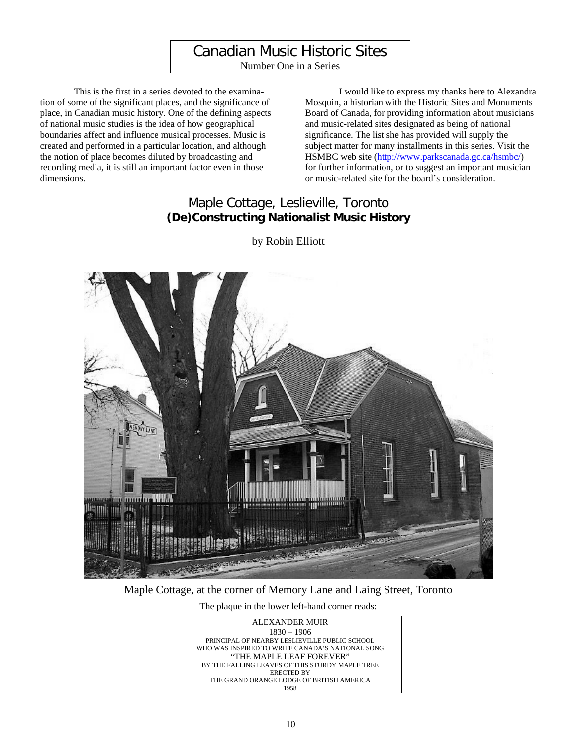# Canadian Music Historic Sites

Number One in a Series

This is the first in a series devoted to the examination of some of the significant places, and the significance of place, in Canadian music history. One of the defining aspects of national music studies is the idea of how geographical boundaries affect and influence musical processes. Music is created and performed in a particular location, and although the notion of place becomes diluted by broadcasting and recording media, it is still an important factor even in those dimensions.

I would like to express my thanks here to Alexandra Mosquin, a historian with the Historic Sites and Monuments Board of Canada, for providing information about musicians and music-related sites designated as being of national significance. The list she has provided will supply the subject matter for many installments in this series. Visit the HSMBC web site (http://www.parkscanada.gc.ca/hsmbc/) for further information, or to suggest an important musician or music-related site for the board's consideration.

## Maple Cottage, Leslieville, Toronto

### (De)Constructing Nationalist Music History

by Robin Elliott

Maple Cottage, at the corner of Memory Lane and Laing Street, Toronto

The plaque in the lower left-hand corner reads:

> ALEXANDER MUIR
> 1830 – 1906
> PRINCIPAL OF NEARBY LESLIEVILLE PUBLIC SCHOOL
> WHO WAS INSPIRED TO WRITE CANADA'S NATIONAL SONG
> "THE MAPLE LEAF FOREVER"
> BY THE FALLING LEAVES OF THIS STURDY MAPLE TREE
> ERECTED BY
> THE GRAND ORANGE LODGE OF BRITISH AMERICA
> 1958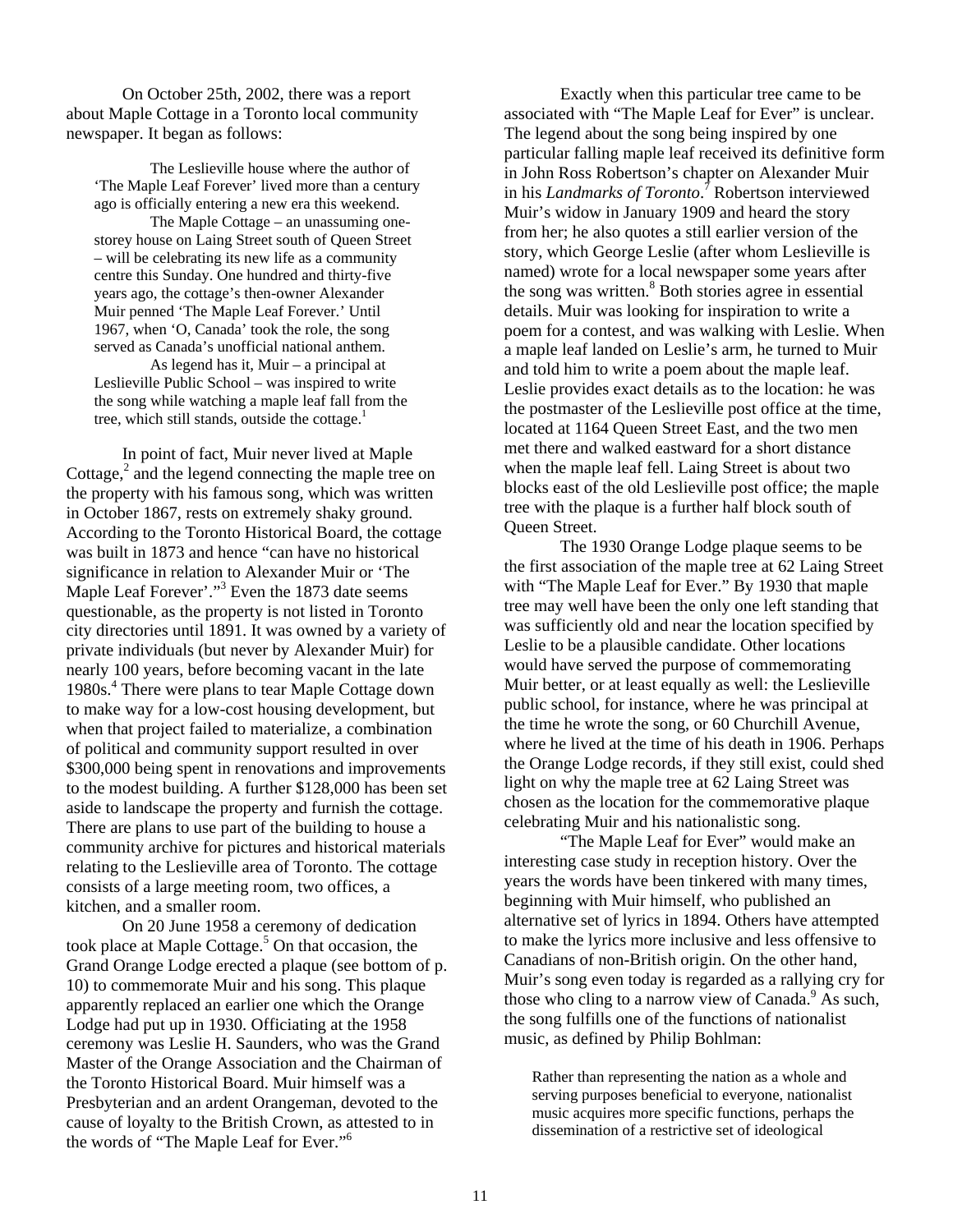On October 25th, 2002, there was a report about Maple Cottage in a Toronto local community newspaper. It began as follows:

> The Leslieville house where the author of 'The Maple Leaf Forever' lived more than a century ago is officially entering a new era this weekend.
>
> The Maple Cottage – an unassuming one-storey house on Laing Street south of Queen Street – will be celebrating its new life as a community centre this Sunday. One hundred and thirty-five years ago, the cottage's then-owner Alexander Muir penned 'The Maple Leaf Forever.' Until 1967, when 'O, Canada' took the role, the song served as Canada's unofficial national anthem.
>
> As legend has it, Muir – a principal at Leslieville Public School – was inspired to write the song while watching a maple leaf fall from the tree, which still stands, outside the cottage.[1]

In point of fact, Muir never lived at Maple Cottage,[2] and the legend connecting the maple tree on the property with his famous song, which was written in October 1867, rests on extremely shaky ground. According to the Toronto Historical Board, the cottage was built in 1873 and hence "can have no historical significance in relation to Alexander Muir or 'The Maple Leaf Forever'."[3] Even the 1873 date seems questionable, as the property is not listed in Toronto city directories until 1891. It was owned by a variety of private individuals (but never by Alexander Muir) for nearly 100 years, before becoming vacant in the late 1980s.[4] There were plans to tear Maple Cottage down to make way for a low-cost housing development, but when that project failed to materialize, a combination of political and community support resulted in over $300,000 being spent in renovations and improvements to the modest building. A further $128,000 has been set aside to landscape the property and furnish the cottage. There are plans to use part of the building to house a community archive for pictures and historical materials relating to the Leslieville area of Toronto. The cottage consists of a large meeting room, two offices, a kitchen, and a smaller room.

On 20 June 1958 a ceremony of dedication took place at Maple Cottage.[5] On that occasion, the Grand Orange Lodge erected a plaque (see bottom of p. 10) to commemorate Muir and his song. This plaque apparently replaced an earlier one which the Orange Lodge had put up in 1930. Officiating at the 1958 ceremony was Leslie H. Saunders, who was the Grand Master of the Orange Association and the Chairman of the Toronto Historical Board. Muir himself was a Presbyterian and an ardent Orangeman, devoted to the cause of loyalty to the British Crown, as attested to in the words of "The Maple Leaf for Ever."[6]

Exactly when this particular tree came to be associated with "The Maple Leaf for Ever" is unclear. The legend about the song being inspired by one particular falling maple leaf received its definitive form in John Ross Robertson's chapter on Alexander Muir in his *Landmarks of Toronto*.[7] Robertson interviewed Muir's widow in January 1909 and heard the story from her; he also quotes a still earlier version of the story, which George Leslie (after whom Leslieville is named) wrote for a local newspaper some years after the song was written.[8] Both stories agree in essential details. Muir was looking for inspiration to write a poem for a contest, and was walking with Leslie. When a maple leaf landed on Leslie's arm, he turned to Muir and told him to write a poem about the maple leaf. Leslie provides exact details as to the location: he was the postmaster of the Leslieville post office at the time, located at 1164 Queen Street East, and the two men met there and walked eastward for a short distance when the maple leaf fell. Laing Street is about two blocks east of the old Leslieville post office; the maple tree with the plaque is a further half block south of Queen Street.

The 1930 Orange Lodge plaque seems to be the first association of the maple tree at 62 Laing Street with "The Maple Leaf for Ever." By 1930 that maple tree may well have been the only one left standing that was sufficiently old and near the location specified by Leslie to be a plausible candidate. Other locations would have served the purpose of commemorating Muir better, or at least equally as well: the Leslieville public school, for instance, where he was principal at the time he wrote the song, or 60 Churchill Avenue, where he lived at the time of his death in 1906. Perhaps the Orange Lodge records, if they still exist, could shed light on why the maple tree at 62 Laing Street was chosen as the location for the commemorative plaque celebrating Muir and his nationalistic song.

"The Maple Leaf for Ever" would make an interesting case study in reception history. Over the years the words have been tinkered with many times, beginning with Muir himself, who published an alternative set of lyrics in 1894. Others have attempted to make the lyrics more inclusive and less offensive to Canadians of non-British origin. On the other hand, Muir's song even today is regarded as a rallying cry for those who cling to a narrow view of Canada.[9] As such, the song fulfills one of the functions of nationalist music, as defined by Philip Bohlman:

> Rather than representing the nation as a whole and serving purposes beneficial to everyone, nationalist music acquires more specific functions, perhaps the dissemination of a restrictive set of ideological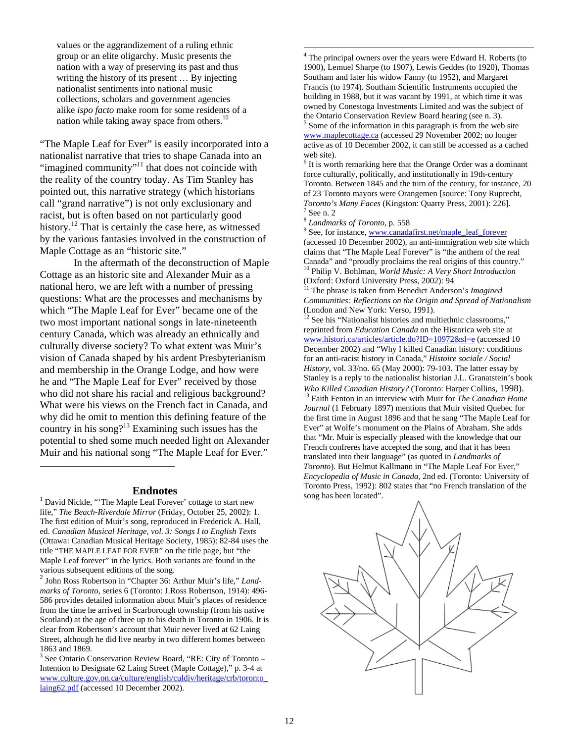> values or the aggrandizement of a ruling ethnic group or an elite oligarchy. Music presents the nation with a way of preserving its past and thus writing the history of its present … By injecting nationalist sentiments into national music collections, scholars and government agencies alike *ispo facto* make room for some residents of a nation while taking away space from others.[10]

"The Maple Leaf for Ever" is easily incorporated into a nationalist narrative that tries to shape Canada into an "imagined community"[11] that does not coincide with the reality of the country today. As Tim Stanley has pointed out, this narrative strategy (which historians call "grand narrative") is not only exclusionary and racist, but is often based on not particularly good history.[12] That is certainly the case here, as witnessed by the various fantasies involved in the construction of Maple Cottage as an "historic site."

In the aftermath of the deconstruction of Maple Cottage as an historic site and Alexander Muir as a national hero, we are left with a number of pressing questions: What are the processes and mechanisms by which "The Maple Leaf for Ever" became one of the two most important national songs in late-nineteenth century Canada, which was already an ethnically and culturally diverse society? To what extent was Muir's vision of Canada shaped by his ardent Presbyterianism and membership in the Orange Lodge, and how were he and "The Maple Leaf for Ever" received by those who did not share his racial and religious background? What were his views on the French fact in Canada, and why did he omit to mention this defining feature of the country in his song?[13] Examining such issues has the potential to shed some much needed light on Alexander Muir and his national song "The Maple Leaf for Ever."

## Endnotes

[1] David Nickle, "'The Maple Leaf Forever' cottage to start new life," *The Beach-Riverdale Mirror* (Friday, October 25, 2002): 1. The first edition of Muir's song, reproduced in Frederick A. Hall, ed. *Canadian Musical Heritage, vol. 3: Songs I to English Texts* (Ottawa: Canadian Musical Heritage Society, 1985): 82-84 uses the title "THE MAPLE LEAF FOR EVER" on the title page, but "the Maple Leaf forever" in the lyrics. Both variants are found in the various subsequent editions of the song.

[2] John Ross Robertson in "Chapter 36: Arthur Muir's life," *Landmarks of Toronto*, series 6 (Toronto: J.Ross Robertson, 1914): 496-586 provides detailed information about Muir's places of residence from the time he arrived in Scarborough township (from his native Scotland) at the age of three up to his death in Toronto in 1906. It is clear from Robertson's account that Muir never lived at 62 Laing Street, although he did live nearby in two different homes between 1863 and 1869.

[3] See Ontario Conservation Review Board, "RE: City of Toronto – Intention to Designate 62 Laing Street (Maple Cottage)," p. 3-4 at www.culture.gov.on.ca/culture/english/culdiv/heritage/crb/toronto_laing62.pdf (accessed 10 December 2002).

[4] The principal owners over the years were Edward H. Roberts (to 1900), Lemuel Sharpe (to 1907), Lewis Geddes (to 1920), Thomas Southam and later his widow Fanny (to 1952), and Margaret Francis (to 1974). Southam Scientific Instruments occupied the building in 1988, but it was vacant by 1991, at which time it was owned by Conestoga Investments Limited and was the subject of the Ontario Conservation Review Board hearing (see n. 3).

[5] Some of the information in this paragraph is from the web site www.maplecottage.ca (accessed 29 November 2002; no longer active as of 10 December 2002, it can still be accessed as a cached web site).

[6] It is worth remarking here that the Orange Order was a dominant force culturally, politically, and institutionally in 19th-century Toronto. Between 1845 and the turn of the century, for instance, 20 of 23 Toronto mayors were Orangemen [source: Tony Ruprecht, *Toronto's Many Faces* (Kingston: Quarry Press, 2001): 226].

[7] See n. 2

[8] *Landmarks of Toronto*, p. 558

[9] See, for instance, www.canadafirst.net/maple_leaf_forever (accessed 10 December 2002), an anti-immigration web site which claims that "The Maple Leaf Forever" is "the anthem of the real Canada" and "proudly proclaims the real origins of this country."

[10] Philip V. Bohlman, *World Music: A Very Short Introduction* (Oxford: Oxford University Press, 2002): 94

[11] The phrase is taken from Benedict Anderson's *Imagined Communities: Reflections on the Origin and Spread of Nationalism* (London and New York: Verso, 1991).

[12] See his "Nationalist histories and multiethnic classrooms," reprinted from *Education Canada* on the Historica web site at www.histori.ca/articles/article.do?ID=10972&sl=e (accessed 10 December 2002) and "Why I killed Canadian history: conditions for an anti-racist history in Canada," *Histoire sociale / Social History*, vol. 33/no. 65 (May 2000): 79-103. The latter essay by Stanley is a reply to the nationalist historian J.L. Granatstein's book *Who Killed Canadian History?* (Toronto: Harper Collins, 1998).

[13] Faith Fenton in an interview with Muir for *The Canadian Home Journal* (1 February 1897) mentions that Muir visited Quebec for the first time in August 1896 and that he sang "The Maple Leaf for Ever" at Wolfe's monument on the Plains of Abraham. She adds that "Mr. Muir is especially pleased with the knowledge that our French confreres have accepted the song, and that it has been translated into their language" (as quoted in *Landmarks of Toronto*). But Helmut Kallmann in "The Maple Leaf For Ever," *Encyclopedia of Music in Canada*, 2nd ed. (Toronto: University of Toronto Press, 1992): 802 states that "no French translation of the song has been located".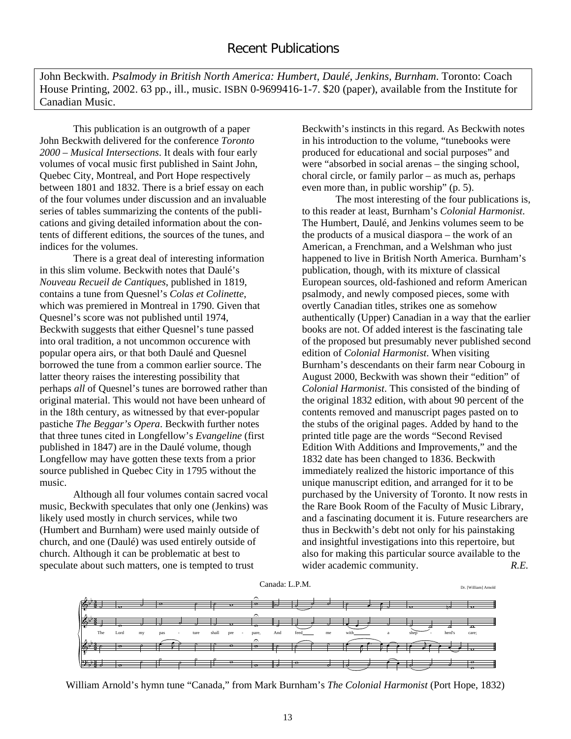# Recent Publications

John Beckwith. *Psalmody in British North America: Humbert, Daulé, Jenkins, Burnham*. Toronto: Coach House Printing, 2002. 63 pp., ill., music. ISBN 0-9699416-1-7. $20 (paper), available from the Institute for Canadian Music.

This publication is an outgrowth of a paper John Beckwith delivered for the conference *Toronto 2000 – Musical Intersections*. It deals with four early volumes of vocal music first published in Saint John, Quebec City, Montreal, and Port Hope respectively between 1801 and 1832. There is a brief essay on each of the four volumes under discussion and an invaluable series of tables summarizing the contents of the publications and giving detailed information about the contents of different editions, the sources of the tunes, and indices for the volumes.

There is a great deal of interesting information in this slim volume. Beckwith notes that Daulé's *Nouveau Recueil de Cantiques*, published in 1819, contains a tune from Quesnel's *Colas et Colinette*, which was premiered in Montreal in 1790. Given that Quesnel's score was not published until 1974, Beckwith suggests that either Quesnel's tune passed into oral tradition, a not uncommon occurence with popular opera airs, or that both Daulé and Quesnel borrowed the tune from a common earlier source. The latter theory raises the interesting possibility that perhaps *all* of Quesnel's tunes are borrowed rather than original material. This would not have been unheard of in the 18th century, as witnessed by that ever-popular pastiche *The Beggar's Opera*. Beckwith further notes that three tunes cited in Longfellow's *Evangeline* (first published in 1847) are in the Daulé volume, though Longfellow may have gotten these texts from a prior source published in Quebec City in 1795 without the music.

Although all four volumes contain sacred vocal music, Beckwith speculates that only one (Jenkins) was likely used mostly in church services, while two (Humbert and Burnham) were used mainly outside of church, and one (Daulé) was used entirely outside of church. Although it can be problematic at best to speculate about such matters, one is tempted to trust Beckwith's instincts in this regard. As Beckwith notes in his introduction to the volume, "tunebooks were produced for educational and social purposes" and were "absorbed in social arenas – the singing school, choral circle, or family parlor – as much as, perhaps even more than, in public worship" (p. 5).

The most interesting of the four publications is, to this reader at least, Burnham's *Colonial Harmonist*. The Humbert, Daulé, and Jenkins volumes seem to be the products of a musical diaspora – the work of an American, a Frenchman, and a Welshman who just happened to live in British North America. Burnham's publication, though, with its mixture of classical European sources, old-fashioned and reform American psalmody, and newly composed pieces, some with overtly Canadian titles, strikes one as somehow authentically (Upper) Canadian in a way that the earlier books are not. Of added interest is the fascinating tale of the proposed but presumably never published second edition of *Colonial Harmonist*. When visiting Burnham's descendants on their farm near Cobourg in August 2000, Beckwith was shown their "edition" of *Colonial Harmonist*. This consisted of the binding of the original 1832 edition, with about 90 percent of the contents removed and manuscript pages pasted on to the stubs of the original pages. Added by hand to the printed title page are the words "Second Revised Edition With Additions and Improvements," and the 1832 date has been changed to 1836. Beckwith immediately realized the historic importance of this unique manuscript edition, and arranged for it to be purchased by the University of Toronto. It now rests in the Rare Book Room of the Faculty of Music Library, and a fascinating document it is. Future researchers are thus in Beckwith's debt not only for his painstaking and insightful investigations into this repertoire, but also for making this particular source available to the wider academic community. *R.E.*

William Arnold's hymn tune "Canada," from Mark Burnham's *The Colonial Harmonist* (Port Hope, 1832)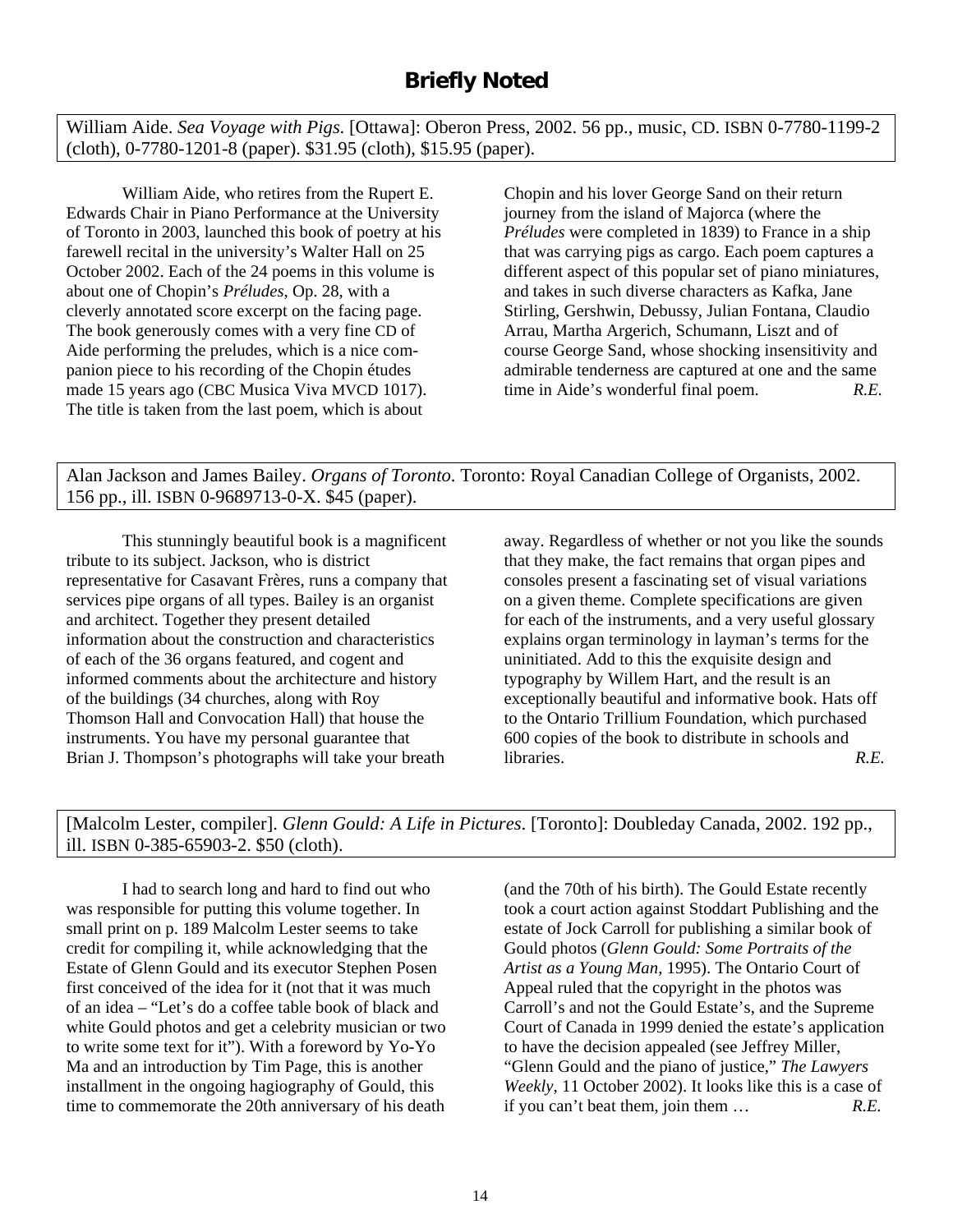## Briefly Noted

William Aide. *Sea Voyage with Pigs*. [Ottawa]: Oberon Press, 2002. 56 pp., music, CD. ISBN 0-7780-1199-2 (cloth), 0-7780-1201-8 (paper). $31.95 (cloth), $15.95 (paper).

William Aide, who retires from the Rupert E. Edwards Chair in Piano Performance at the University of Toronto in 2003, launched this book of poetry at his farewell recital in the university's Walter Hall on 25 October 2002. Each of the 24 poems in this volume is about one of Chopin's *Préludes*, Op. 28, with a cleverly annotated score excerpt on the facing page. The book generously comes with a very fine CD of Aide performing the preludes, which is a nice companion piece to his recording of the Chopin études made 15 years ago (CBC Musica Viva MVCD 1017). The title is taken from the last poem, which is about Chopin and his lover George Sand on their return journey from the island of Majorca (where the *Préludes* were completed in 1839) to France in a ship that was carrying pigs as cargo. Each poem captures a different aspect of this popular set of piano miniatures, and takes in such diverse characters as Kafka, Jane Stirling, Gershwin, Debussy, Julian Fontana, Claudio Arrau, Martha Argerich, Schumann, Liszt and of course George Sand, whose shocking insensitivity and admirable tenderness are captured at one and the same time in Aide's wonderful final poem. *R.E.*

Alan Jackson and James Bailey. *Organs of Toronto*. Toronto: Royal Canadian College of Organists, 2002. 156 pp., ill. ISBN 0-9689713-0-X. $45 (paper).

This stunningly beautiful book is a magnificent tribute to its subject. Jackson, who is district representative for Casavant Frères, runs a company that services pipe organs of all types. Bailey is an organist and architect. Together they present detailed information about the construction and characteristics of each of the 36 organs featured, and cogent and informed comments about the architecture and history of the buildings (34 churches, along with Roy Thomson Hall and Convocation Hall) that house the instruments. You have my personal guarantee that Brian J. Thompson's photographs will take your breath away. Regardless of whether or not you like the sounds that they make, the fact remains that organ pipes and consoles present a fascinating set of visual variations on a given theme. Complete specifications are given for each of the instruments, and a very useful glossary explains organ terminology in layman's terms for the uninitiated. Add to this the exquisite design and typography by Willem Hart, and the result is an exceptionally beautiful and informative book. Hats off to the Ontario Trillium Foundation, which purchased 600 copies of the book to distribute in schools and libraries. *R.E.*

[Malcolm Lester, compiler]. *Glenn Gould: A Life in Pictures*. [Toronto]: Doubleday Canada, 2002. 192 pp., ill. ISBN 0-385-65903-2. $50 (cloth).

I had to search long and hard to find out who was responsible for putting this volume together. In small print on p. 189 Malcolm Lester seems to take credit for compiling it, while acknowledging that the Estate of Glenn Gould and its executor Stephen Posen first conceived of the idea for it (not that it was much of an idea – "Let's do a coffee table book of black and white Gould photos and get a celebrity musician or two to write some text for it"). With a foreword by Yo-Yo Ma and an introduction by Tim Page, this is another installment in the ongoing hagiography of Gould, this time to commemorate the 20th anniversary of his death (and the 70th of his birth). The Gould Estate recently took a court action against Stoddart Publishing and the estate of Jock Carroll for publishing a similar book of Gould photos (*Glenn Gould: Some Portraits of the Artist as a Young Man*, 1995). The Ontario Court of Appeal ruled that the copyright in the photos was Carroll's and not the Gould Estate's, and the Supreme Court of Canada in 1999 denied the estate's application to have the decision appealed (see Jeffrey Miller, "Glenn Gould and the piano of justice," *The Lawyers Weekly*, 11 October 2002). It looks like this is a case of if you can't beat them, join them … *R.E.*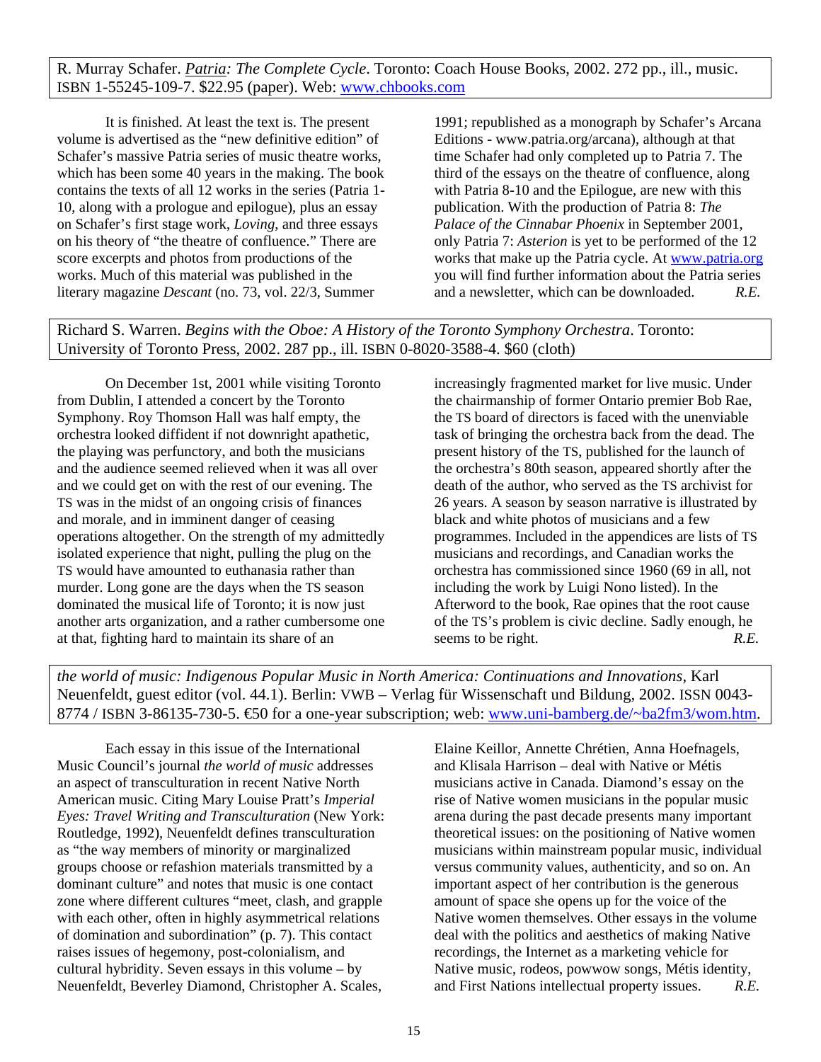R. Murray Schafer. *Patria: The Complete Cycle*. Toronto: Coach House Books, 2002. 272 pp., ill., music. ISBN 1-55245-109-7. $22.95 (paper). Web: www.chbooks.com

It is finished. At least the text is. The present volume is advertised as the "new definitive edition" of Schafer's massive Patria series of music theatre works, which has been some 40 years in the making. The book contains the texts of all 12 works in the series (Patria 1-10, along with a prologue and epilogue), plus an essay on Schafer's first stage work, *Loving*, and three essays on his theory of "the theatre of confluence." There are score excerpts and photos from productions of the works. Much of this material was published in the literary magazine *Descant* (no. 73, vol. 22/3, Summer 1991; republished as a monograph by Schafer's Arcana Editions - www.patria.org/arcana), although at that time Schafer had only completed up to Patria 7. The third of the essays on the theatre of confluence, along with Patria 8-10 and the Epilogue, are new with this publication. With the production of Patria 8: *The Palace of the Cinnabar Phoenix* in September 2001, only Patria 7: *Asterion* is yet to be performed of the 12 works that make up the Patria cycle. At www.patria.org you will find further information about the Patria series and a newsletter, which can be downloaded. *R.E.*

Richard S. Warren. *Begins with the Oboe: A History of the Toronto Symphony Orchestra*. Toronto: University of Toronto Press, 2002. 287 pp., ill. ISBN 0-8020-3588-4. $60 (cloth)

On December 1st, 2001 while visiting Toronto from Dublin, I attended a concert by the Toronto Symphony. Roy Thomson Hall was half empty, the orchestra looked diffident if not downright apathetic, the playing was perfunctory, and both the musicians and the audience seemed relieved when it was all over and we could get on with the rest of our evening. The TS was in the midst of an ongoing crisis of finances and morale, and in imminent danger of ceasing operations altogether. On the strength of my admittedly isolated experience that night, pulling the plug on the TS would have amounted to euthanasia rather than murder. Long gone are the days when the TS season dominated the musical life of Toronto; it is now just another arts organization, and a rather cumbersome one at that, fighting hard to maintain its share of an increasingly fragmented market for live music. Under the chairmanship of former Ontario premier Bob Rae, the TS board of directors is faced with the unenviable task of bringing the orchestra back from the dead. The present history of the TS, published for the launch of the orchestra's 80th season, appeared shortly after the death of the author, who served as the TS archivist for 26 years. A season by season narrative is illustrated by black and white photos of musicians and a few programmes. Included in the appendices are lists of TS musicians and recordings, and Canadian works the orchestra has commissioned since 1960 (69 in all, not including the work by Luigi Nono listed). In the Afterword to the book, Rae opines that the root cause of the TS's problem is civic decline. Sadly enough, he seems to be right. *R.E.*

*the world of music: Indigenous Popular Music in North America: Continuations and Innovations*, Karl Neuenfeldt, guest editor (vol. 44.1). Berlin: VWB – Verlag für Wissenschaft und Bildung, 2002. ISSN 0043-8774 / ISBN 3-86135-730-5. €50 for a one-year subscription; web: www.uni-bamberg.de/~ba2fm3/wom.htm.

Each essay in this issue of the International Music Council's journal *the world of music* addresses an aspect of transculturation in recent Native North American music. Citing Mary Louise Pratt's *Imperial Eyes: Travel Writing and Transculturation* (New York: Routledge, 1992), Neuenfeldt defines transculturation as "the way members of minority or marginalized groups choose or refashion materials transmitted by a dominant culture" and notes that music is one contact zone where different cultures "meet, clash, and grapple with each other, often in highly asymmetrical relations of domination and subordination" (p. 7). This contact raises issues of hegemony, post-colonialism, and cultural hybridity. Seven essays in this volume – by Neuenfeldt, Beverley Diamond, Christopher A. Scales, Elaine Keillor, Annette Chrétien, Anna Hoefnagels, and Klisala Harrison – deal with Native or Métis musicians active in Canada. Diamond's essay on the rise of Native women musicians in the popular music arena during the past decade presents many important theoretical issues: on the positioning of Native women musicians within mainstream popular music, individual versus community values, authenticity, and so on. An important aspect of her contribution is the generous amount of space she opens up for the voice of the Native women themselves. Other essays in the volume deal with the politics and aesthetics of making Native recordings, the Internet as a marketing vehicle for Native music, rodeos, powwow songs, Métis identity, and First Nations intellectual property issues. *R.E.*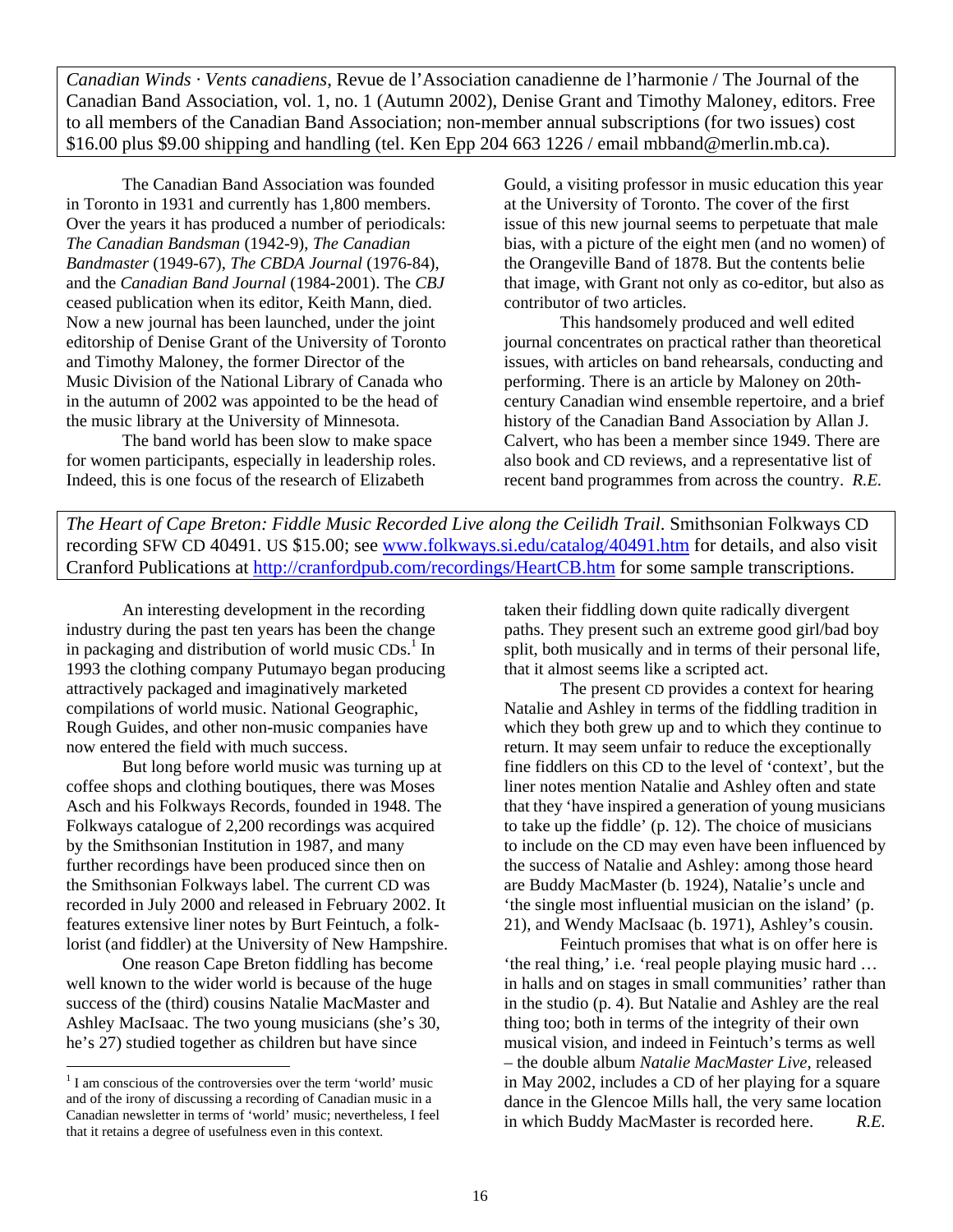*Canadian Winds · Vents canadiens*, Revue de l'Association canadienne de l'harmonie / The Journal of the Canadian Band Association, vol. 1, no. 1 (Autumn 2002), Denise Grant and Timothy Maloney, editors. Free to all members of the Canadian Band Association; non-member annual subscriptions (for two issues) cost $16.00 plus $9.00 shipping and handling (tel. Ken Epp 204 663 1226 / email mbband@merlin.mb.ca).

The Canadian Band Association was founded in Toronto in 1931 and currently has 1,800 members. Over the years it has produced a number of periodicals: *The Canadian Bandsman* (1942-9), *The Canadian Bandmaster* (1949-67), *The CBDA Journal* (1976-84), and the *Canadian Band Journal* (1984-2001). The *CBJ* ceased publication when its editor, Keith Mann, died. Now a new journal has been launched, under the joint editorship of Denise Grant of the University of Toronto and Timothy Maloney, the former Director of the Music Division of the National Library of Canada who in the autumn of 2002 was appointed to be the head of the music library at the University of Minnesota.

The band world has been slow to make space for women participants, especially in leadership roles. Indeed, this is one focus of the research of Elizabeth Gould, a visiting professor in music education this year at the University of Toronto. The cover of the first issue of this new journal seems to perpetuate that male bias, with a picture of the eight men (and no women) of the Orangeville Band of 1878. But the contents belie that image, with Grant not only as co-editor, but also as contributor of two articles.

This handsomely produced and well edited journal concentrates on practical rather than theoretical issues, with articles on band rehearsals, conducting and performing. There is an article by Maloney on 20th-century Canadian wind ensemble repertoire, and a brief history of the Canadian Band Association by Allan J. Calvert, who has been a member since 1949. There are also book and CD reviews, and a representative list of recent band programmes from across the country. *R.E.*

*The Heart of Cape Breton: Fiddle Music Recorded Live along the Ceilidh Trail*. Smithsonian Folkways CD recording SFW CD 40491. US $15.00; see www.folkways.si.edu/catalog/40491.htm for details, and also visit Cranford Publications at http://cranfordpub.com/recordings/HeartCB.htm for some sample transcriptions.

An interesting development in the recording industry during the past ten years has been the change in packaging and distribution of world music CDs.[1] In 1993 the clothing company Putumayo began producing attractively packaged and imaginatively marketed compilations of world music. National Geographic, Rough Guides, and other non-music companies have now entered the field with much success.

But long before world music was turning up at coffee shops and clothing boutiques, there was Moses Asch and his Folkways Records, founded in 1948. The Folkways catalogue of 2,200 recordings was acquired by the Smithsonian Institution in 1987, and many further recordings have been produced since then on the Smithsonian Folkways label. The current CD was recorded in July 2000 and released in February 2002. It features extensive liner notes by Burt Feintuch, a folklorist (and fiddler) at the University of New Hampshire.

One reason Cape Breton fiddling has become well known to the wider world is because of the huge success of the (third) cousins Natalie MacMaster and Ashley MacIsaac. The two young musicians (she's 30, he's 27) studied together as children but have since taken their fiddling down quite radically divergent paths. They present such an extreme good girl/bad boy split, both musically and in terms of their personal life, that it almost seems like a scripted act.

The present CD provides a context for hearing Natalie and Ashley in terms of the fiddling tradition in which they both grew up and to which they continue to return. It may seem unfair to reduce the exceptionally fine fiddlers on this CD to the level of 'context', but the liner notes mention Natalie and Ashley often and state that they 'have inspired a generation of young musicians to take up the fiddle' (p. 12). The choice of musicians to include on the CD may even have been influenced by the success of Natalie and Ashley: among those heard are Buddy MacMaster (b. 1924), Natalie's uncle and 'the single most influential musician on the island' (p. 21), and Wendy MacIsaac (b. 1971), Ashley's cousin.

Feintuch promises that what is on offer here is 'the real thing,' i.e. 'real people playing music hard … in halls and on stages in small communities' rather than in the studio (p. 4). But Natalie and Ashley are the real thing too; both in terms of the integrity of their own musical vision, and indeed in Feintuch's terms as well – the double album *Natalie MacMaster Live*, released in May 2002, includes a CD of her playing for a square dance in the Glencoe Mills hall, the very same location in which Buddy MacMaster is recorded here. *R.E.*

[1] I am conscious of the controversies over the term 'world' music and of the irony of discussing a recording of Canadian music in a Canadian newsletter in terms of 'world' music; nevertheless, I feel that it retains a degree of usefulness even in this context.